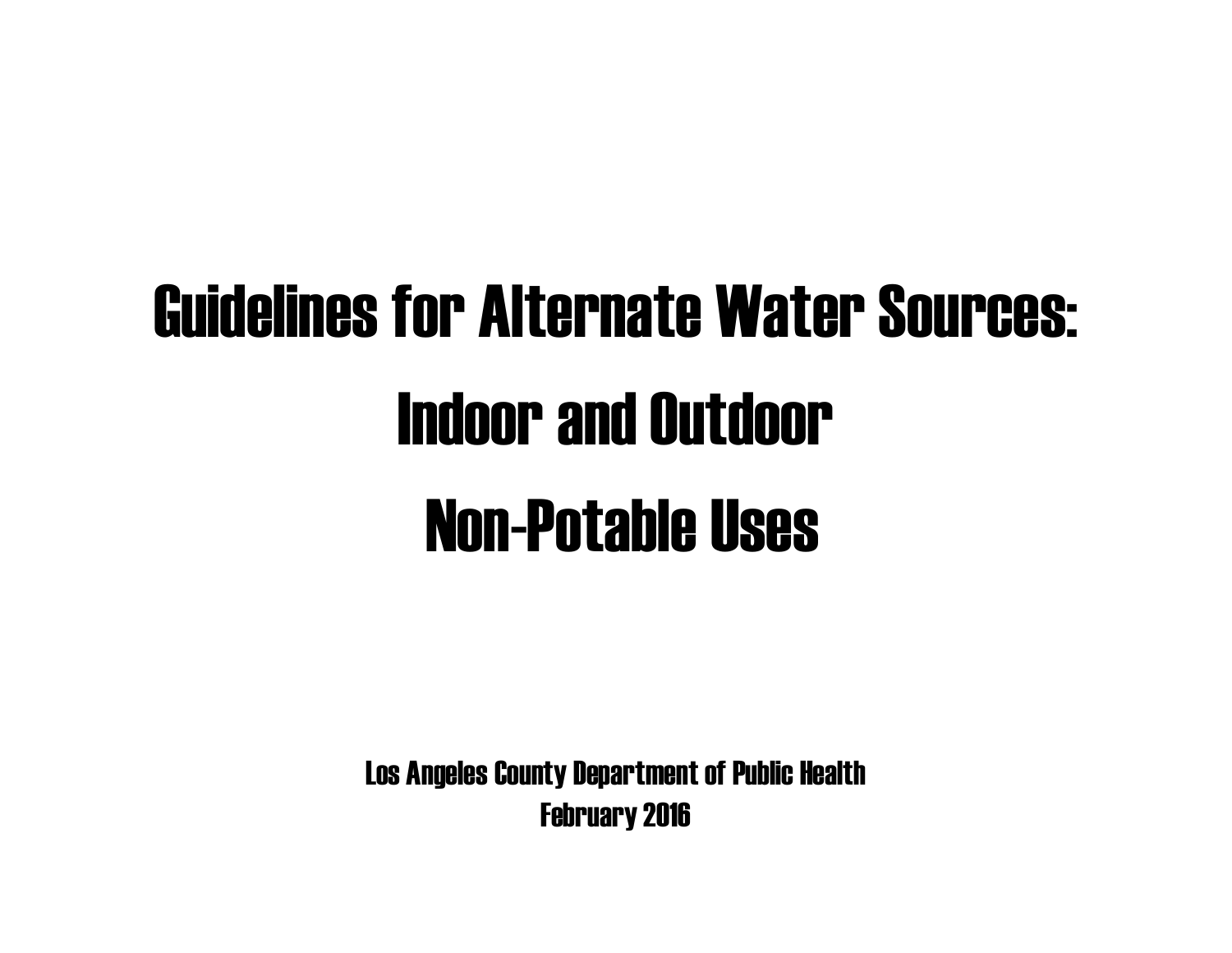# Guidelines for Alternate Water Sources: Indoor and Outdoor Non-Potable Uses

**Los Angeles County Department of Public Health**
**February 2016**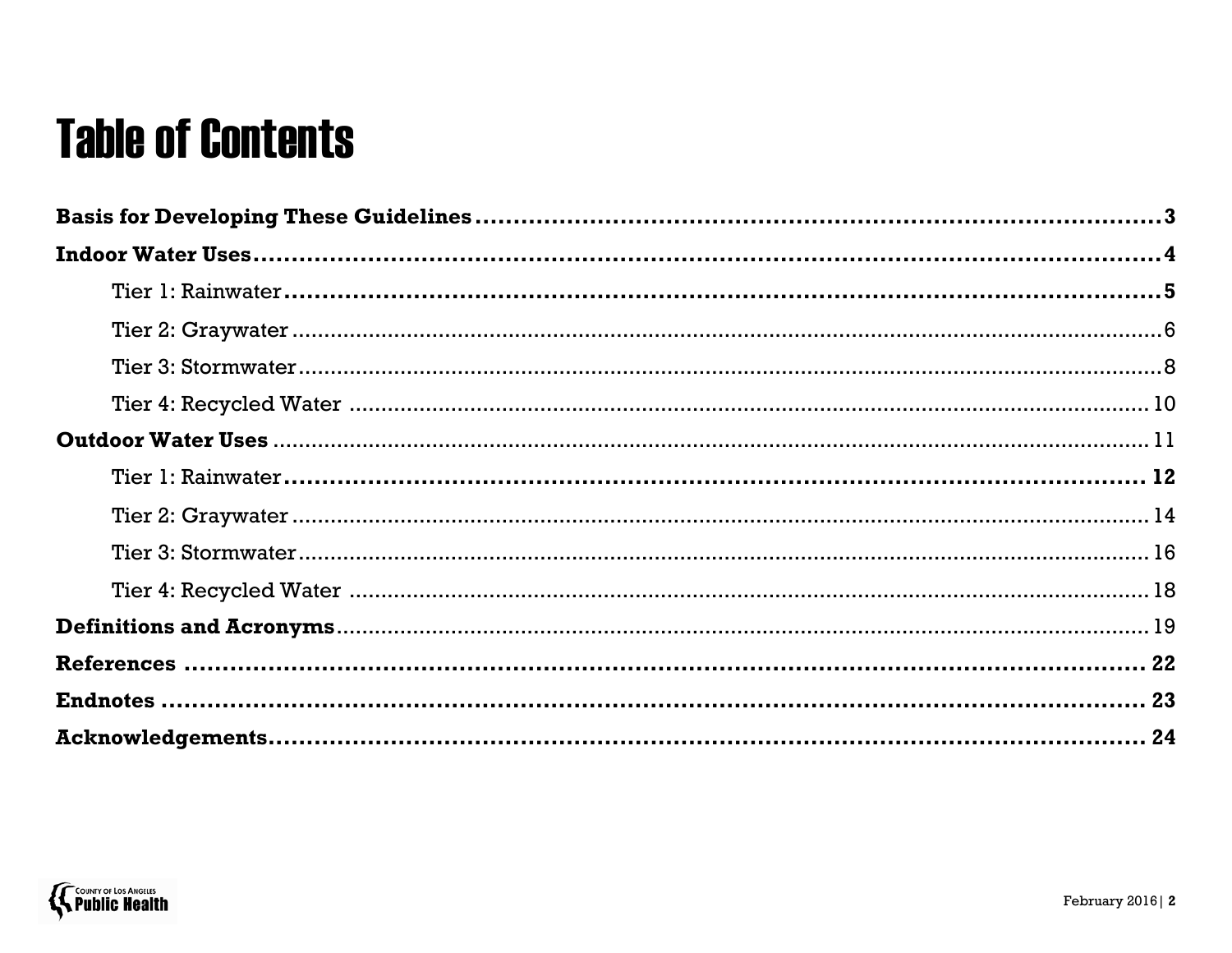# Table of Contents

**Basis for Developing These Guidelines** ........................................................ **3**

**Indoor Water Uses** ........................................................ **4**

- Tier 1: Rainwater ........................................................ **5**
- Tier 2: Graywater ........................................................ 6
- Tier 3: Stormwater ........................................................ 8
- Tier 4: Recycled Water ........................................................ 10

**Outdoor Water Uses** ........................................................ 11

- Tier 1: Rainwater ........................................................ **12**
- Tier 2: Graywater ........................................................ 14
- Tier 3: Stormwater ........................................................ 16
- Tier 4: Recycled Water ........................................................ 18

**Definitions and Acronyms** ........................................................ 19

**References** ........................................................ **22**

**Endnotes** ........................................................ **23**

**Acknowledgements** ........................................................ **24**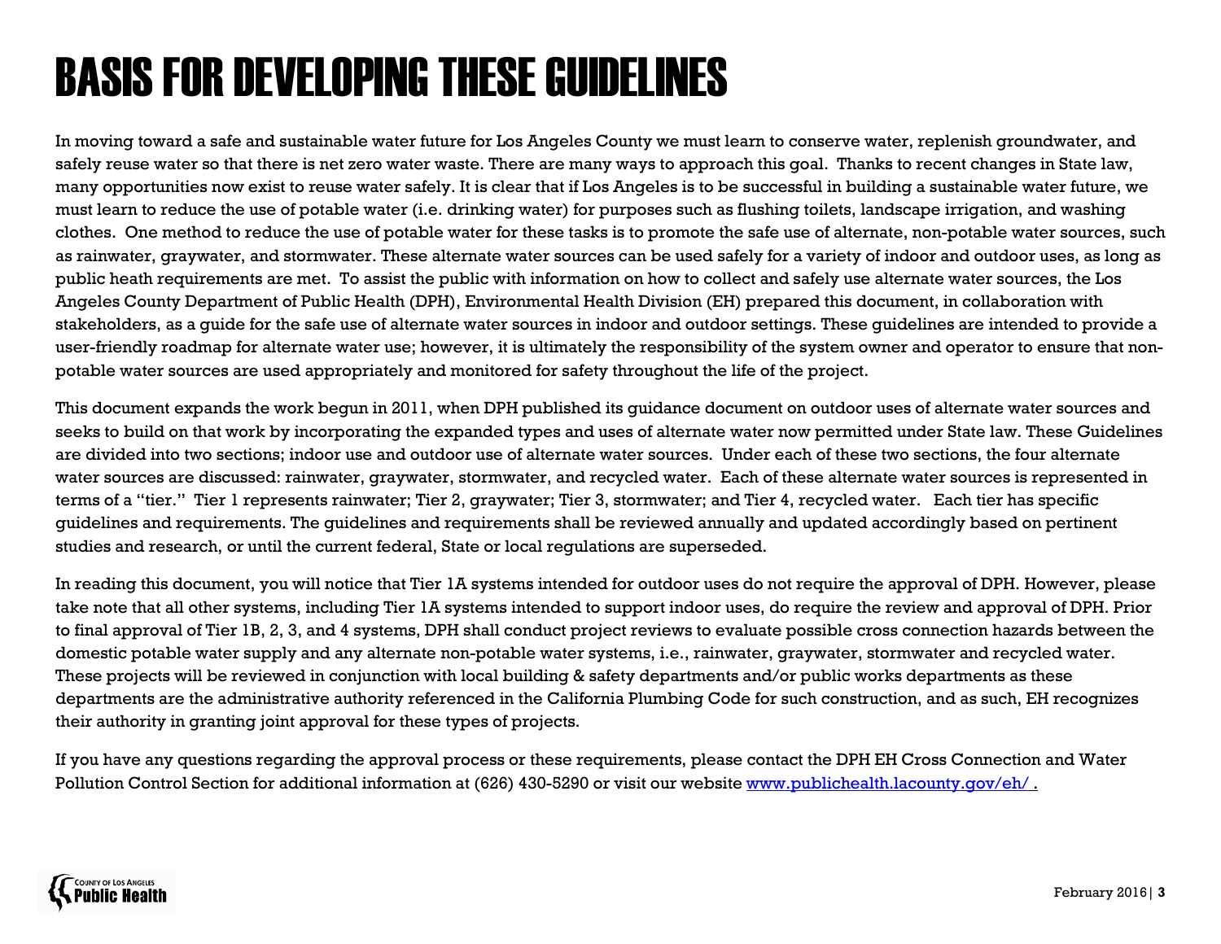# BASIS FOR DEVELOPING THESE GUIDELINES

In moving toward a safe and sustainable water future for Los Angeles County we must learn to conserve water, replenish groundwater, and safely reuse water so that there is net zero water waste. There are many ways to approach this goal. Thanks to recent changes in State law, many opportunities now exist to reuse water safely. It is clear that if Los Angeles is to be successful in building a sustainable water future, we must learn to reduce the use of potable water (i.e. drinking water) for purposes such as flushing toilets, landscape irrigation, and washing clothes. One method to reduce the use of potable water for these tasks is to promote the safe use of alternate, non-potable water sources, such as rainwater, graywater, and stormwater. These alternate water sources can be used safely for a variety of indoor and outdoor uses, as long as public heath requirements are met. To assist the public with information on how to collect and safely use alternate water sources, the Los Angeles County Department of Public Health (DPH), Environmental Health Division (EH) prepared this document, in collaboration with stakeholders, as a guide for the safe use of alternate water sources in indoor and outdoor settings. These guidelines are intended to provide a user-friendly roadmap for alternate water use; however, it is ultimately the responsibility of the system owner and operator to ensure that non-potable water sources are used appropriately and monitored for safety throughout the life of the project.

This document expands the work begun in 2011, when DPH published its guidance document on outdoor uses of alternate water sources and seeks to build on that work by incorporating the expanded types and uses of alternate water now permitted under State law. These Guidelines are divided into two sections; indoor use and outdoor use of alternate water sources. Under each of these two sections, the four alternate water sources are discussed: rainwater, graywater, stormwater, and recycled water. Each of these alternate water sources is represented in terms of a "tier." Tier 1 represents rainwater; Tier 2, graywater; Tier 3, stormwater; and Tier 4, recycled water. Each tier has specific guidelines and requirements. The guidelines and requirements shall be reviewed annually and updated accordingly based on pertinent studies and research, or until the current federal, State or local regulations are superseded.

In reading this document, you will notice that Tier 1A systems intended for outdoor uses do not require the approval of DPH. However, please take note that all other systems, including Tier 1A systems intended to support indoor uses, do require the review and approval of DPH. Prior to final approval of Tier 1B, 2, 3, and 4 systems, DPH shall conduct project reviews to evaluate possible cross connection hazards between the domestic potable water supply and any alternate non-potable water systems, i.e., rainwater, graywater, stormwater and recycled water. These projects will be reviewed in conjunction with local building & safety departments and/or public works departments as these departments are the administrative authority referenced in the California Plumbing Code for such construction, and as such, EH recognizes their authority in granting joint approval for these types of projects.

If you have any questions regarding the approval process or these requirements, please contact the DPH EH Cross Connection and Water Pollution Control Section for additional information at (626) 430-5290 or visit our website [www.publichealth.lacounty.gov/eh/](www.publichealth.lacounty.gov/eh/).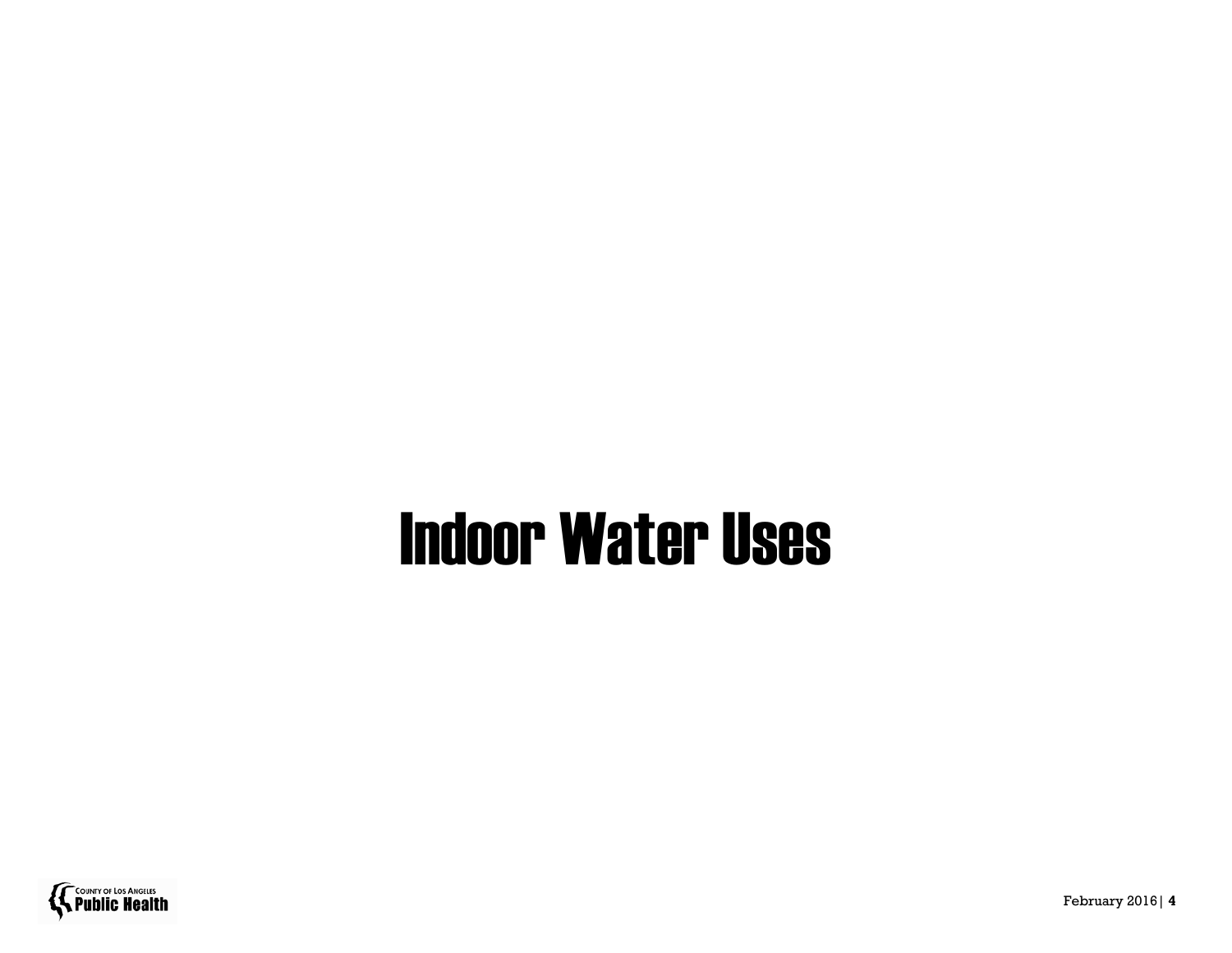# Indoor Water Uses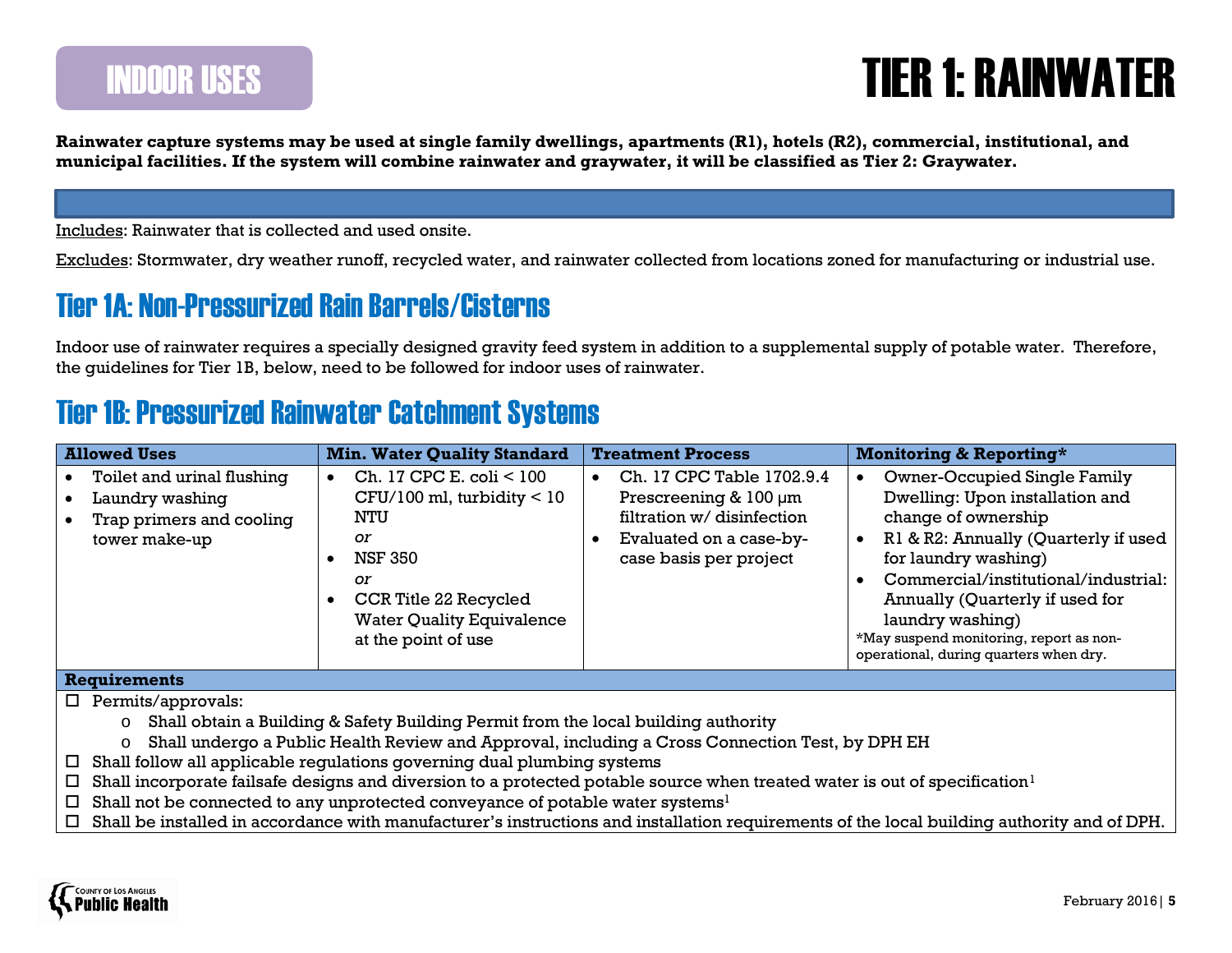# INDOOR USES

# TIER 1: RAINWATER

**Rainwater capture systems may be used at single family dwellings, apartments (R1), hotels (R2), commercial, institutional, and municipal facilities. If the system will combine rainwater and graywater, it will be classified as Tier 2: Graywater.**

Includes: Rainwater that is collected and used onsite.

Excludes: Stormwater, dry weather runoff, recycled water, and rainwater collected from locations zoned for manufacturing or industrial use.

## Tier 1A: Non-Pressurized Rain Barrels/Cisterns

Indoor use of rainwater requires a specially designed gravity feed system in addition to a supplemental supply of potable water. Therefore, the guidelines for Tier 1B, below, need to be followed for indoor uses of rainwater.

## Tier 1B: Pressurized Rainwater Catchment Systems

| Allowed Uses | Min. Water Quality Standard | Treatment Process | Monitoring & Reporting* |
|---|---|---|---|
| • Toilet and urinal flushing<br>• Laundry washing<br>• Trap primers and cooling tower make-up | • Ch. 17 CPC E. coli < 100 CFU/100 ml, turbidity < 10 NTU<br>*or*<br>• NSF 350<br>*or*<br>• CCR Title 22 Recycled Water Quality Equivalence at the point of use | • Ch. 17 CPC Table 1702.9.4 Prescreening & 100 μm filtration w/ disinfection<br>• Evaluated on a case-by-case basis per project | • Owner-Occupied Single Family Dwelling: Upon installation and change of ownership<br>• R1 & R2: Annually (Quarterly if used for laundry washing)<br>• Commercial/institutional/industrial: Annually (Quarterly if used for laundry washing)<br>*May suspend monitoring, report as non-operational, during quarters when dry. |

**Requirements**

- ☐ Permits/approvals:
  - Shall obtain a Building & Safety Building Permit from the local building authority
  - Shall undergo a Public Health Review and Approval, including a Cross Connection Test, by DPH EH
- ☐ Shall follow all applicable regulations governing dual plumbing systems
- ☐ Shall incorporate failsafe designs and diversion to a protected potable source when treated water is out of specification[1]
- ☐ Shall not be connected to any unprotected conveyance of potable water systems[1]
- ☐ Shall be installed in accordance with manufacturer's instructions and installation requirements of the local building authority and of DPH.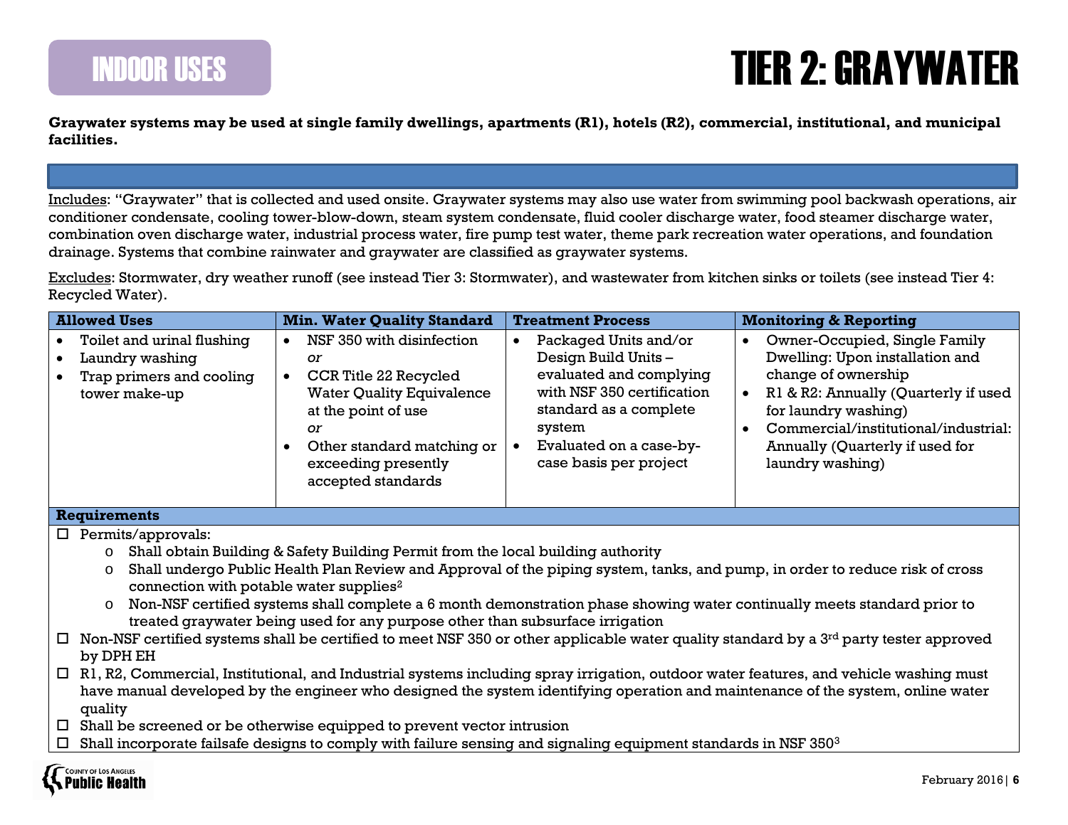# INDOOR USES

# TIER 2: GRAYWATER

**Graywater systems may be used at single family dwellings, apartments (R1), hotels (R2), commercial, institutional, and municipal facilities.**

Includes: "Graywater" that is collected and used onsite. Graywater systems may also use water from swimming pool backwash operations, air conditioner condensate, cooling tower-blow-down, steam system condensate, fluid cooler discharge water, food steamer discharge water, combination oven discharge water, industrial process water, fire pump test water, theme park recreation water operations, and foundation drainage. Systems that combine rainwater and graywater are classified as graywater systems.

Excludes: Stormwater, dry weather runoff (see instead Tier 3: Stormwater), and wastewater from kitchen sinks or toilets (see instead Tier 4: Recycled Water).

| Allowed Uses | Min. Water Quality Standard | Treatment Process | Monitoring & Reporting |
|---|---|---|---|
| • Toilet and urinal flushing<br>• Laundry washing<br>• Trap primers and cooling tower make-up | • NSF 350 with disinfection<br>*or*<br>• CCR Title 22 Recycled Water Quality Equivalence at the point of use<br>*or*<br>• Other standard matching or exceeding presently accepted standards | • Packaged Units and/or Design Build Units – evaluated and complying with NSF 350 certification standard as a complete system<br>• Evaluated on a case-by-case basis per project | • Owner-Occupied, Single Family Dwelling: Upon installation and change of ownership<br>• R1 & R2: Annually (Quarterly if used for laundry washing)<br>• Commercial/institutional/industrial: Annually (Quarterly if used for laundry washing) |

**Requirements**

- ☐ Permits/approvals:
  - Shall obtain Building & Safety Building Permit from the local building authority
  - Shall undergo Public Health Plan Review and Approval of the piping system, tanks, and pump, in order to reduce risk of cross connection with potable water supplies[2]
  - Non-NSF certified systems shall complete a 6 month demonstration phase showing water continually meets standard prior to treated graywater being used for any purpose other than subsurface irrigation
- ☐ Non-NSF certified systems shall be certified to meet NSF 350 or other applicable water quality standard by a 3rd party tester approved by DPH EH
- ☐ R1, R2, Commercial, Institutional, and Industrial systems including spray irrigation, outdoor water features, and vehicle washing must have manual developed by the engineer who designed the system identifying operation and maintenance of the system, online water quality
- ☐ Shall be screened or be otherwise equipped to prevent vector intrusion
- ☐ Shall incorporate failsafe designs to comply with failure sensing and signaling equipment standards in NSF 350[3]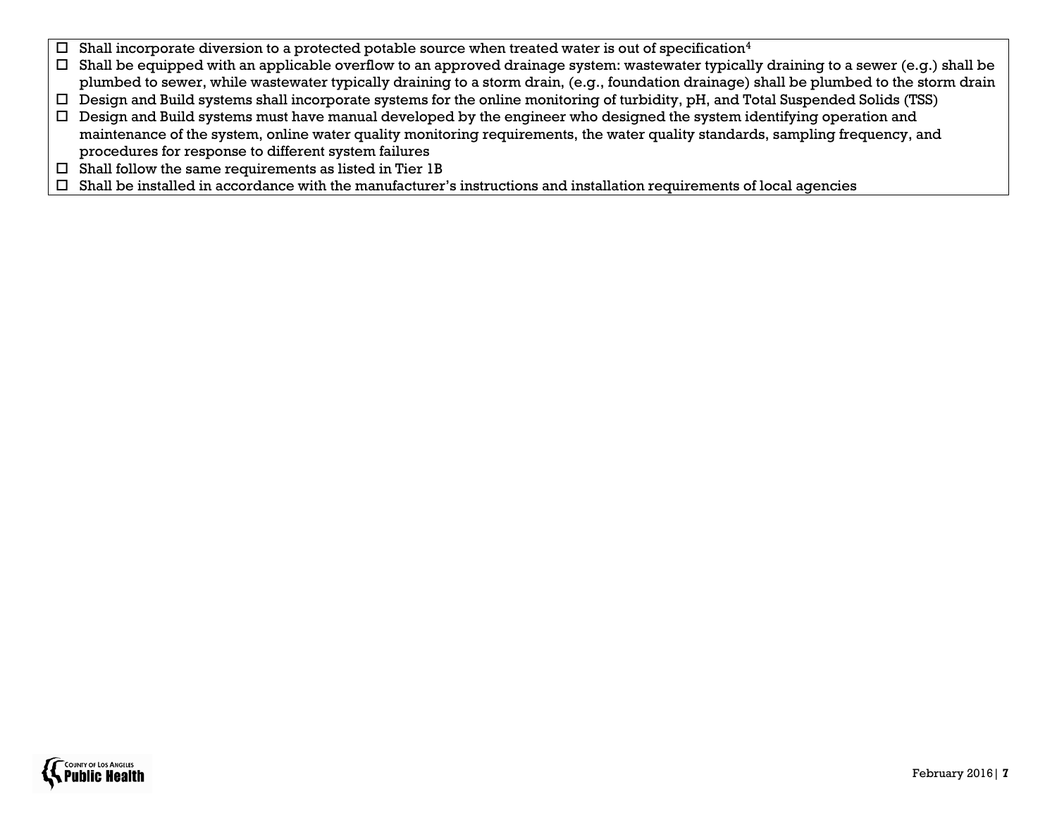- ☐ Shall incorporate diversion to a protected potable source when treated water is out of specification[4]
- ☐ Shall be equipped with an applicable overflow to an approved drainage system: wastewater typically draining to a sewer (e.g.) shall be plumbed to sewer, while wastewater typically draining to a storm drain, (e.g., foundation drainage) shall be plumbed to the storm drain
- ☐ Design and Build systems shall incorporate systems for the online monitoring of turbidity, pH, and Total Suspended Solids (TSS)
- ☐ Design and Build systems must have manual developed by the engineer who designed the system identifying operation and maintenance of the system, online water quality monitoring requirements, the water quality standards, sampling frequency, and procedures for response to different system failures
- ☐ Shall follow the same requirements as listed in Tier 1B
- ☐ Shall be installed in accordance with the manufacturer's instructions and installation requirements of local agencies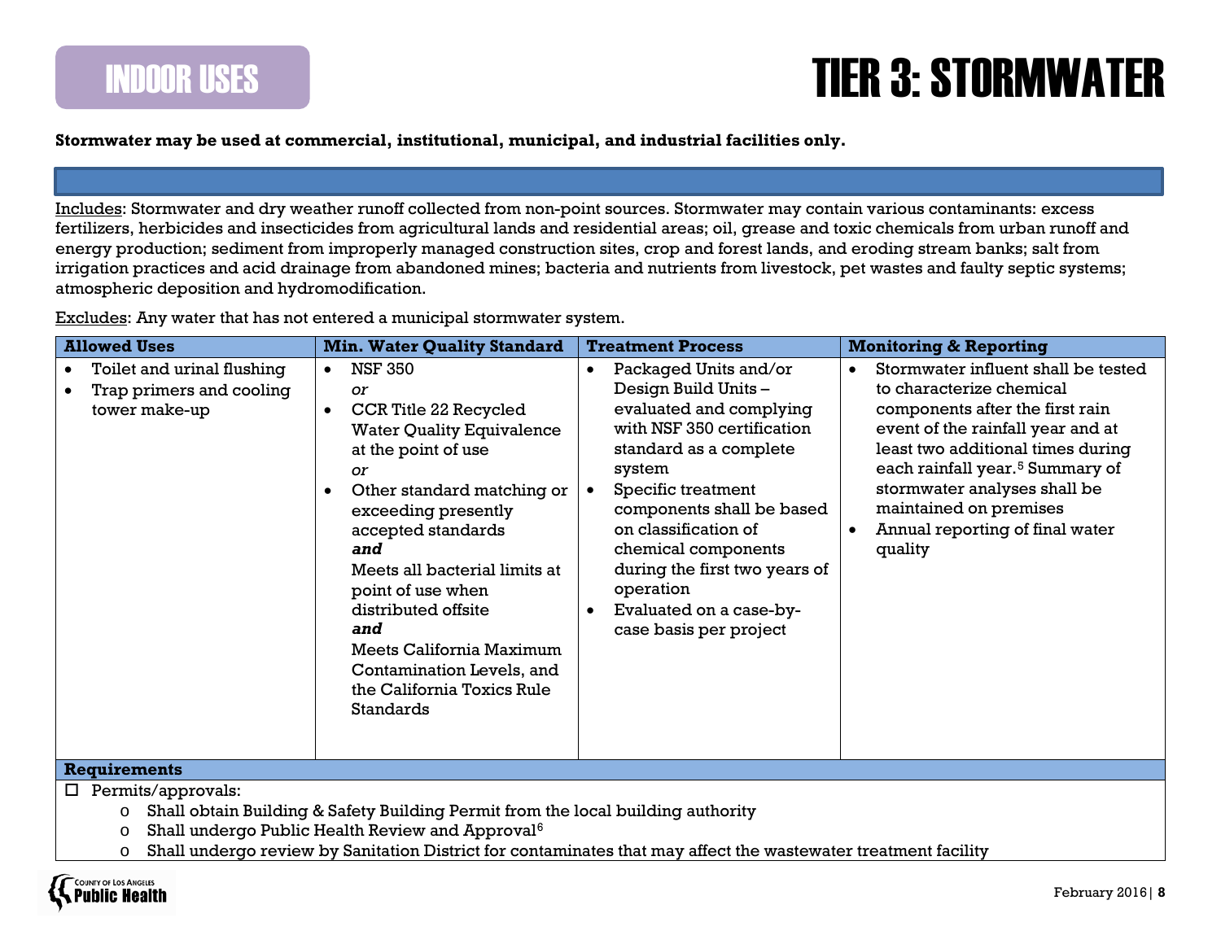# INDOOR USES

# TIER 3: STORMWATER

**Stormwater may be used at commercial, institutional, municipal, and industrial facilities only.**

Includes: Stormwater and dry weather runoff collected from non-point sources. Stormwater may contain various contaminants: excess fertilizers, herbicides and insecticides from agricultural lands and residential areas; oil, grease and toxic chemicals from urban runoff and energy production; sediment from improperly managed construction sites, crop and forest lands, and eroding stream banks; salt from irrigation practices and acid drainage from abandoned mines; bacteria and nutrients from livestock, pet wastes and faulty septic systems; atmospheric deposition and hydromodification.

Excludes: Any water that has not entered a municipal stormwater system.

| Allowed Uses | Min. Water Quality Standard | Treatment Process | Monitoring & Reporting |
|---|---|---|---|
| • Toilet and urinal flushing<br>• Trap primers and cooling tower make-up | • NSF 350<br>*or*<br>• CCR Title 22 Recycled Water Quality Equivalence at the point of use<br>*or*<br>• Other standard matching or exceeding presently accepted standards<br>***and***<br>Meets all bacterial limits at point of use when distributed offsite<br>***and***<br>Meets California Maximum Contamination Levels, and the California Toxics Rule Standards | • Packaged Units and/or Design Build Units – evaluated and complying with NSF 350 certification standard as a complete system<br>• Specific treatment components shall be based on classification of chemical components during the first two years of operation<br>• Evaluated on a case-by-case basis per project | • Stormwater influent shall be tested to characterize chemical components after the first rain event of the rainfall year and at least two additional times during each rainfall year.[5] Summary of stormwater analyses shall be maintained on premises<br>• Annual reporting of final water quality |

**Requirements**

- ☐ Permits/approvals:
  - Shall obtain Building & Safety Building Permit from the local building authority
  - Shall undergo Public Health Review and Approval[6]
  - Shall undergo review by Sanitation District for contaminates that may affect the wastewater treatment facility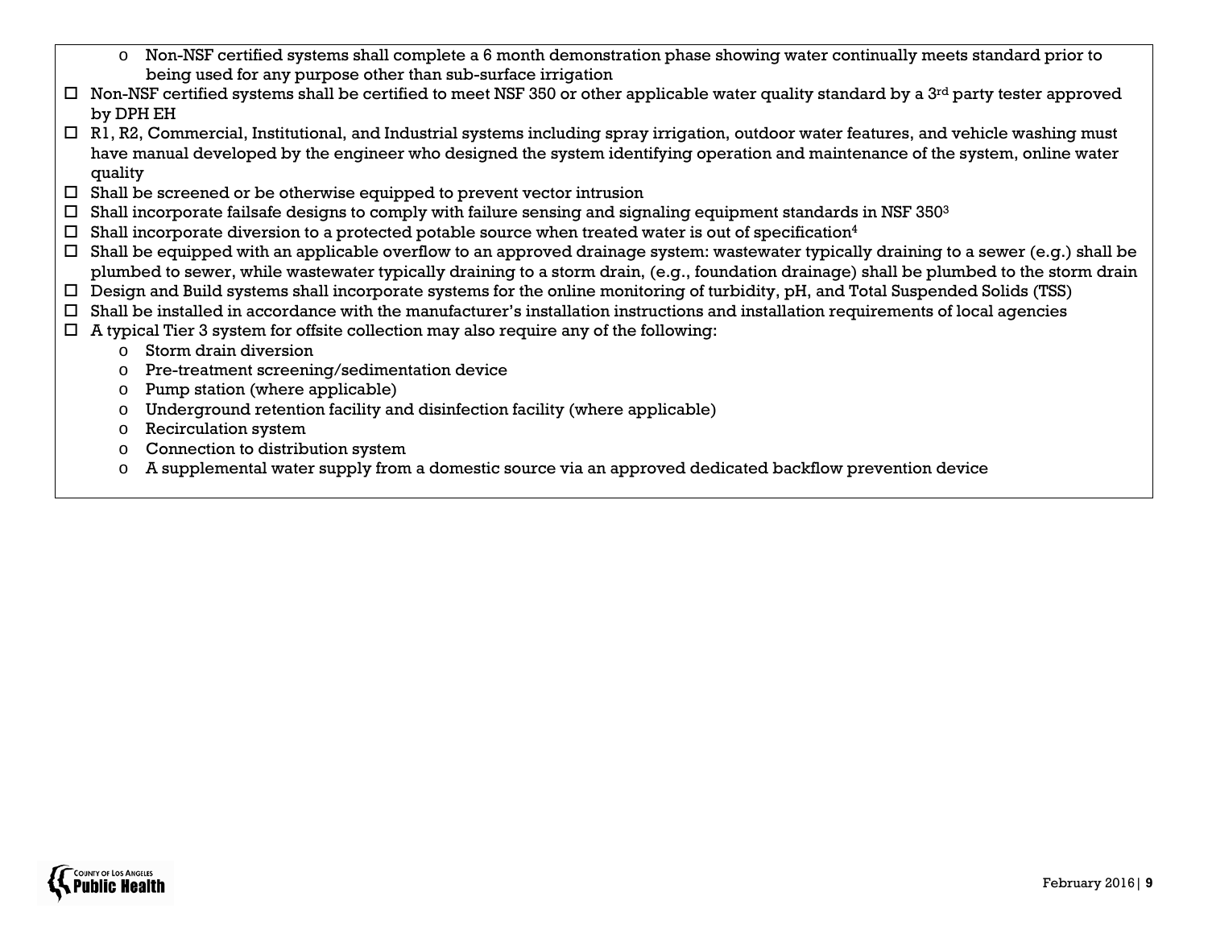- Non-NSF certified systems shall complete a 6 month demonstration phase showing water continually meets standard prior to being used for any purpose other than sub-surface irrigation

- ☐ Non-NSF certified systems shall be certified to meet NSF 350 or other applicable water quality standard by a 3rd party tester approved by DPH EH
- ☐ R1, R2, Commercial, Institutional, and Industrial systems including spray irrigation, outdoor water features, and vehicle washing must have manual developed by the engineer who designed the system identifying operation and maintenance of the system, online water quality
- ☐ Shall be screened or be otherwise equipped to prevent vector intrusion
- ☐ Shall incorporate failsafe designs to comply with failure sensing and signaling equipment standards in NSF 350[3]
- ☐ Shall incorporate diversion to a protected potable source when treated water is out of specification[4]
- ☐ Shall be equipped with an applicable overflow to an approved drainage system: wastewater typically draining to a sewer (e.g.) shall be plumbed to sewer, while wastewater typically draining to a storm drain, (e.g., foundation drainage) shall be plumbed to the storm drain
- ☐ Design and Build systems shall incorporate systems for the online monitoring of turbidity, pH, and Total Suspended Solids (TSS)
- ☐ Shall be installed in accordance with the manufacturer's installation instructions and installation requirements of local agencies
- ☐ A typical Tier 3 system for offsite collection may also require any of the following:
  - Storm drain diversion
  - Pre-treatment screening/sedimentation device
  - Pump station (where applicable)
  - Underground retention facility and disinfection facility (where applicable)
  - Recirculation system
  - Connection to distribution system
  - A supplemental water supply from a domestic source via an approved dedicated backflow prevention device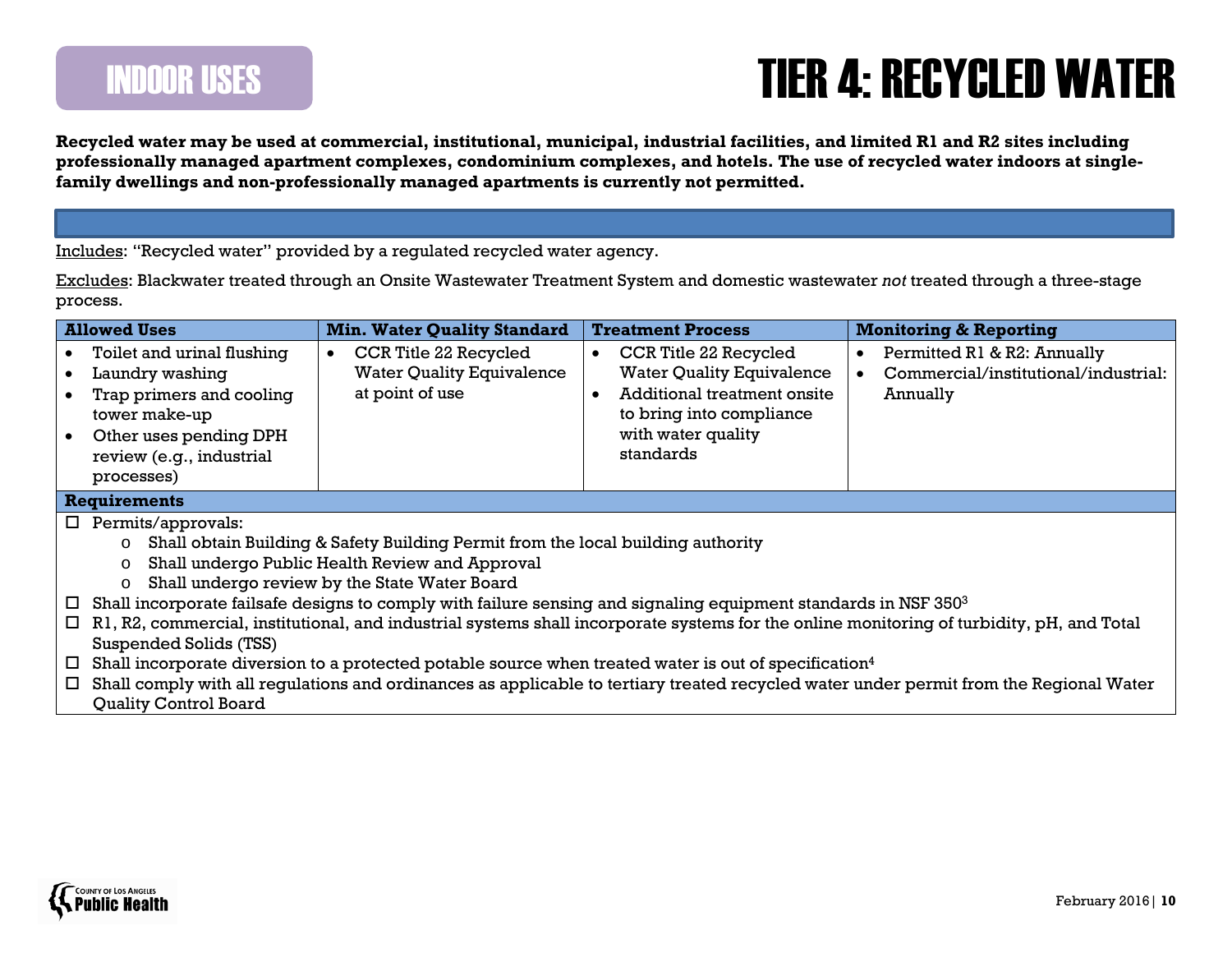INDOOR USES

# TIER 4: RECYCLED WATER

**Recycled water may be used at commercial, institutional, municipal, industrial facilities, and limited R1 and R2 sites including professionally managed apartment complexes, condominium complexes, and hotels. The use of recycled water indoors at single-family dwellings and non-professionally managed apartments is currently not permitted.**

Includes: "Recycled water" provided by a regulated recycled water agency.

Excludes: Blackwater treated through an Onsite Wastewater Treatment System and domestic wastewater *not* treated through a three-stage process.

| Allowed Uses | Min. Water Quality Standard | Treatment Process | Monitoring & Reporting |
|---|---|---|---|
| • Toilet and urinal flushing<br>• Laundry washing<br>• Trap primers and cooling tower make-up<br>• Other uses pending DPH review (e.g., industrial processes) | • CCR Title 22 Recycled Water Quality Equivalence at point of use | • CCR Title 22 Recycled Water Quality Equivalence<br>• Additional treatment onsite to bring into compliance with water quality standards | • Permitted R1 & R2: Annually<br>• Commercial/institutional/industrial: Annually |

**Requirements**

- ☐ Permits/approvals:
  - Shall obtain Building & Safety Building Permit from the local building authority
  - Shall undergo Public Health Review and Approval
  - Shall undergo review by the State Water Board
- ☐ Shall incorporate failsafe designs to comply with failure sensing and signaling equipment standards in NSF 350[3]
- ☐ R1, R2, commercial, institutional, and industrial systems shall incorporate systems for the online monitoring of turbidity, pH, and Total Suspended Solids (TSS)
- ☐ Shall incorporate diversion to a protected potable source when treated water is out of specification[4]
- ☐ Shall comply with all regulations and ordinances as applicable to tertiary treated recycled water under permit from the Regional Water Quality Control Board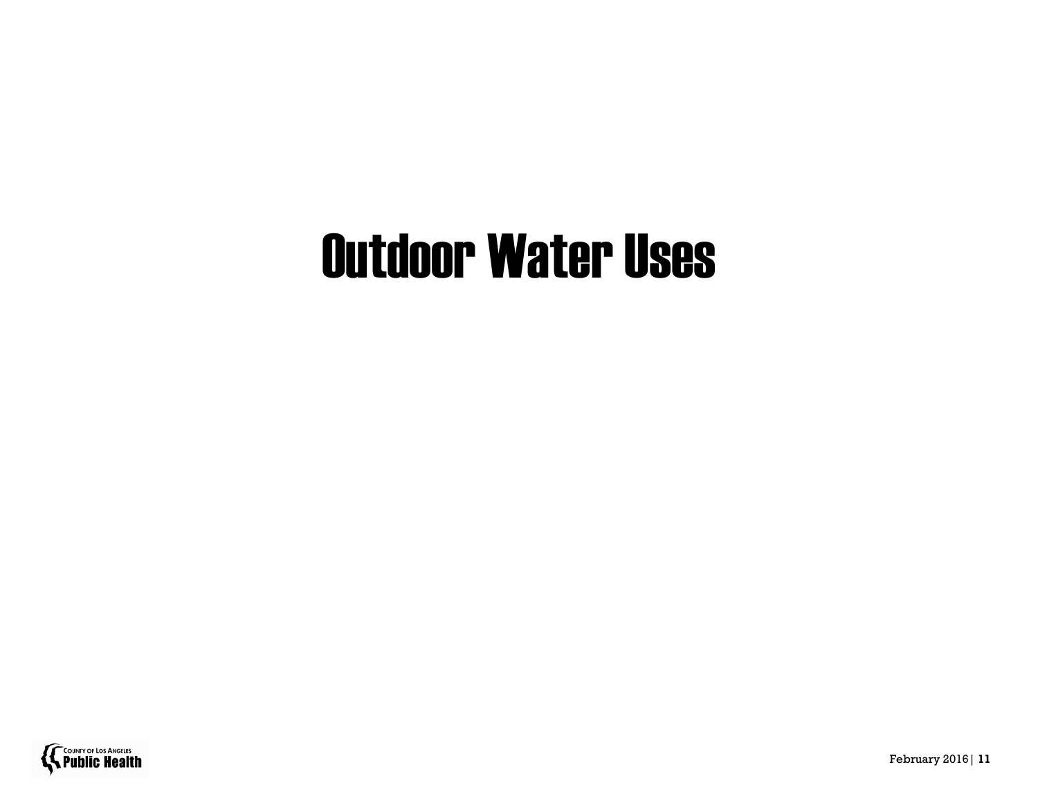# Outdoor Water Uses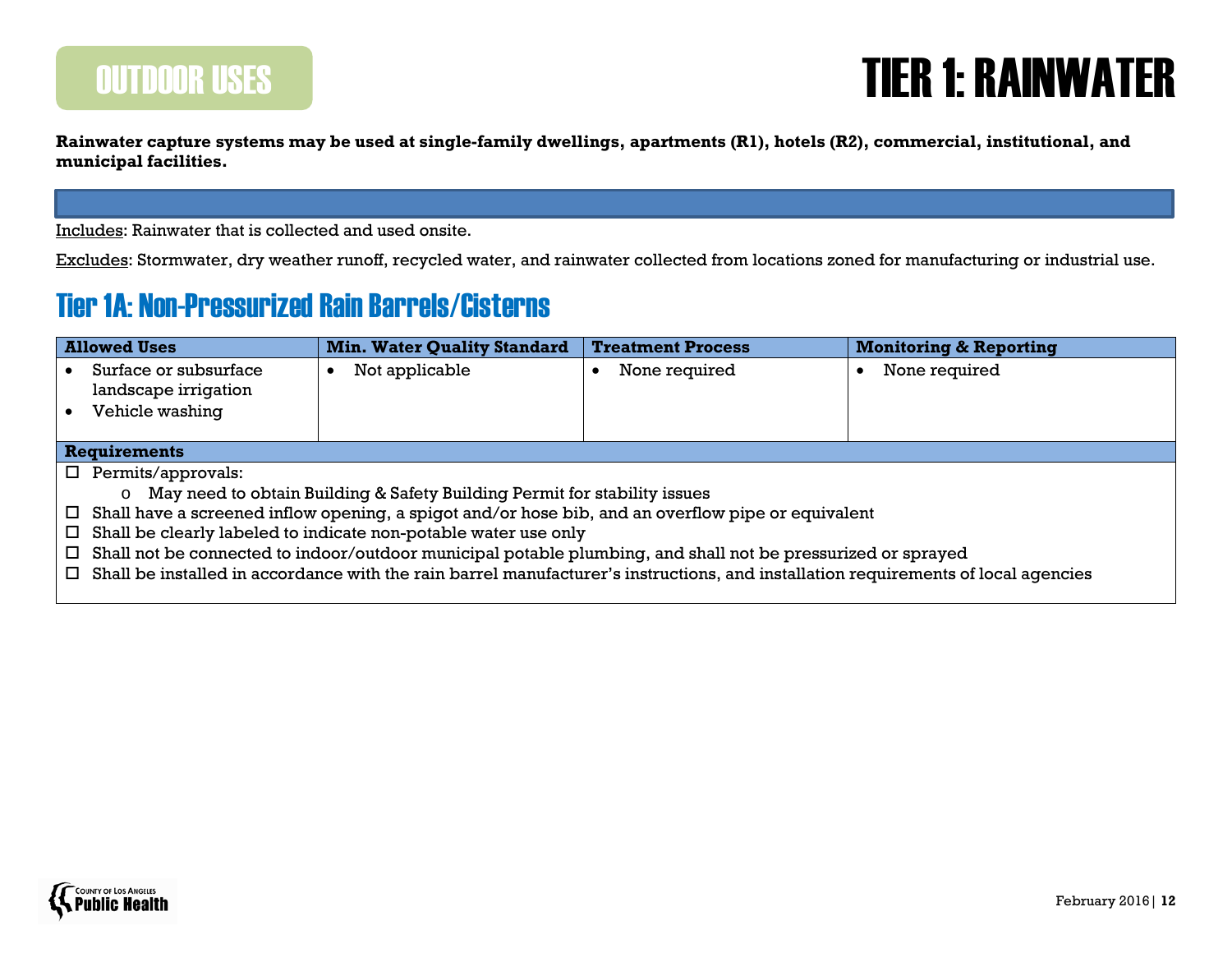# OUTDOOR USES

# TIER 1: RAINWATER

**Rainwater capture systems may be used at single-family dwellings, apartments (R1), hotels (R2), commercial, institutional, and municipal facilities.**

Includes: Rainwater that is collected and used onsite.

Excludes: Stormwater, dry weather runoff, recycled water, and rainwater collected from locations zoned for manufacturing or industrial use.

## Tier 1A: Non-Pressurized Rain Barrels/Cisterns

| Allowed Uses | Min. Water Quality Standard | Treatment Process | Monitoring & Reporting |
|---|---|---|---|
| • Surface or subsurface landscape irrigation<br>• Vehicle washing | • Not applicable | • None required | • None required |

**Requirements**

- ☐ Permits/approvals:
  - May need to obtain Building & Safety Building Permit for stability issues
- ☐ Shall have a screened inflow opening, a spigot and/or hose bib, and an overflow pipe or equivalent
- ☐ Shall be clearly labeled to indicate non-potable water use only
- ☐ Shall not be connected to indoor/outdoor municipal potable plumbing, and shall not be pressurized or sprayed
- ☐ Shall be installed in accordance with the rain barrel manufacturer's instructions, and installation requirements of local agencies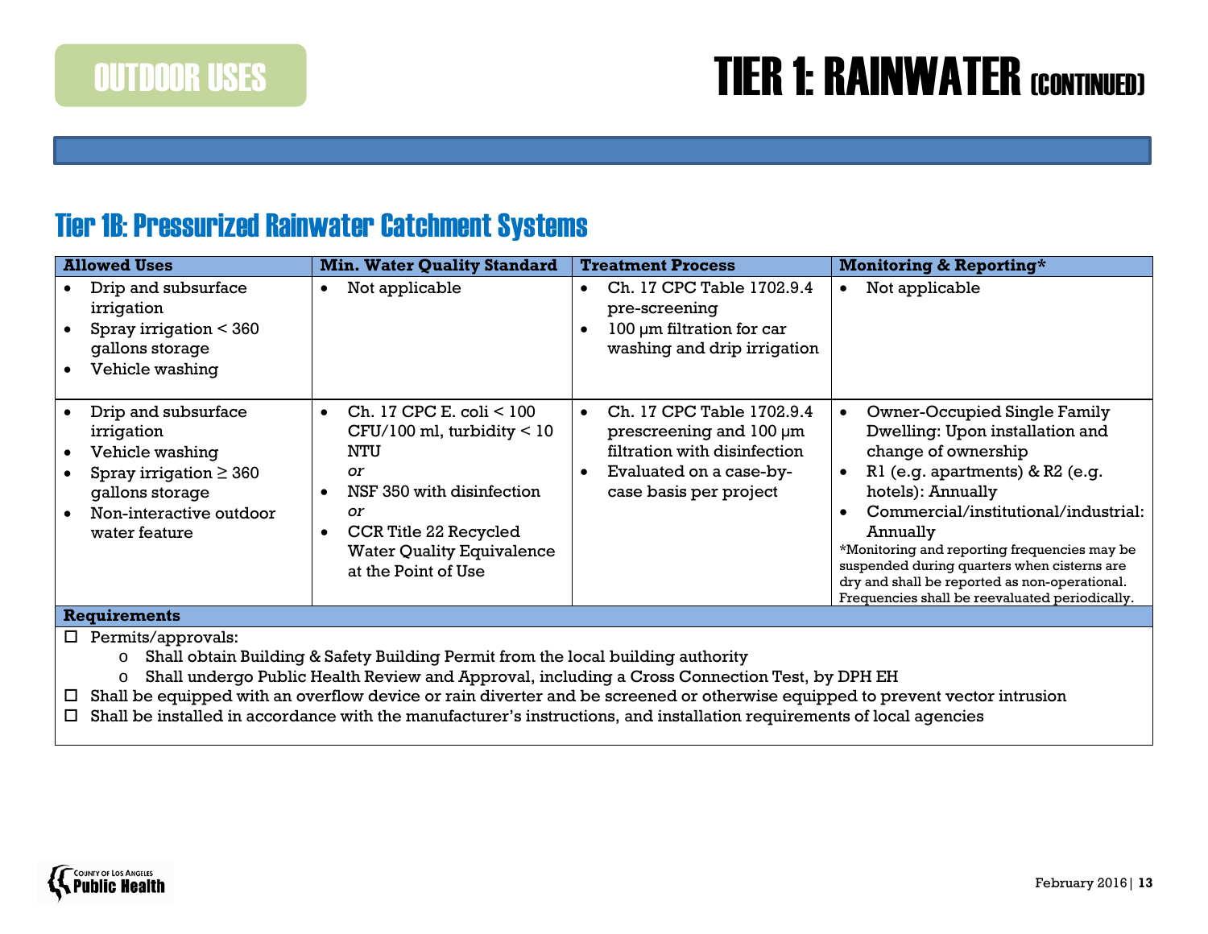OUTDOOR USES

# TIER 1: RAINWATER (CONTINUED)

## Tier 1B: Pressurized Rainwater Catchment Systems

| Allowed Uses | Min. Water Quality Standard | Treatment Process | Monitoring & Reporting* |
|---|---|---|---|
| • Drip and subsurface irrigation<br>• Spray irrigation < 360 gallons storage<br>• Vehicle washing | • Not applicable | • Ch. 17 CPC Table 1702.9.4 pre-screening<br>• 100 µm filtration for car washing and drip irrigation | • Not applicable |
| • Drip and subsurface irrigation<br>• Vehicle washing<br>• Spray irrigation ≥ 360 gallons storage<br>• Non-interactive outdoor water feature | • Ch. 17 CPC E. coli < 100 CFU/100 ml, turbidity < 10 NTU<br>*or*<br>• NSF 350 with disinfection<br>*or*<br>• CCR Title 22 Recycled Water Quality Equivalence at the Point of Use | • Ch. 17 CPC Table 1702.9.4 prescreening and 100 µm filtration with disinfection<br>• Evaluated on a case-by-case basis per project | • Owner-Occupied Single Family Dwelling: Upon installation and change of ownership<br>• R1 (e.g. apartments) & R2 (e.g. hotels): Annually<br>• Commercial/institutional/industrial: Annually<br>*Monitoring and reporting frequencies may be suspended during quarters when cisterns are dry and shall be reported as non-operational. Frequencies shall be reevaluated periodically. |

**Requirements**

- ☐ Permits/approvals:
  - o Shall obtain Building & Safety Building Permit from the local building authority
  - o Shall undergo Public Health Review and Approval, including a Cross Connection Test, by DPH EH
- ☐ Shall be equipped with an overflow device or rain diverter and be screened or otherwise equipped to prevent vector intrusion
- ☐ Shall be installed in accordance with the manufacturer's instructions, and installation requirements of local agencies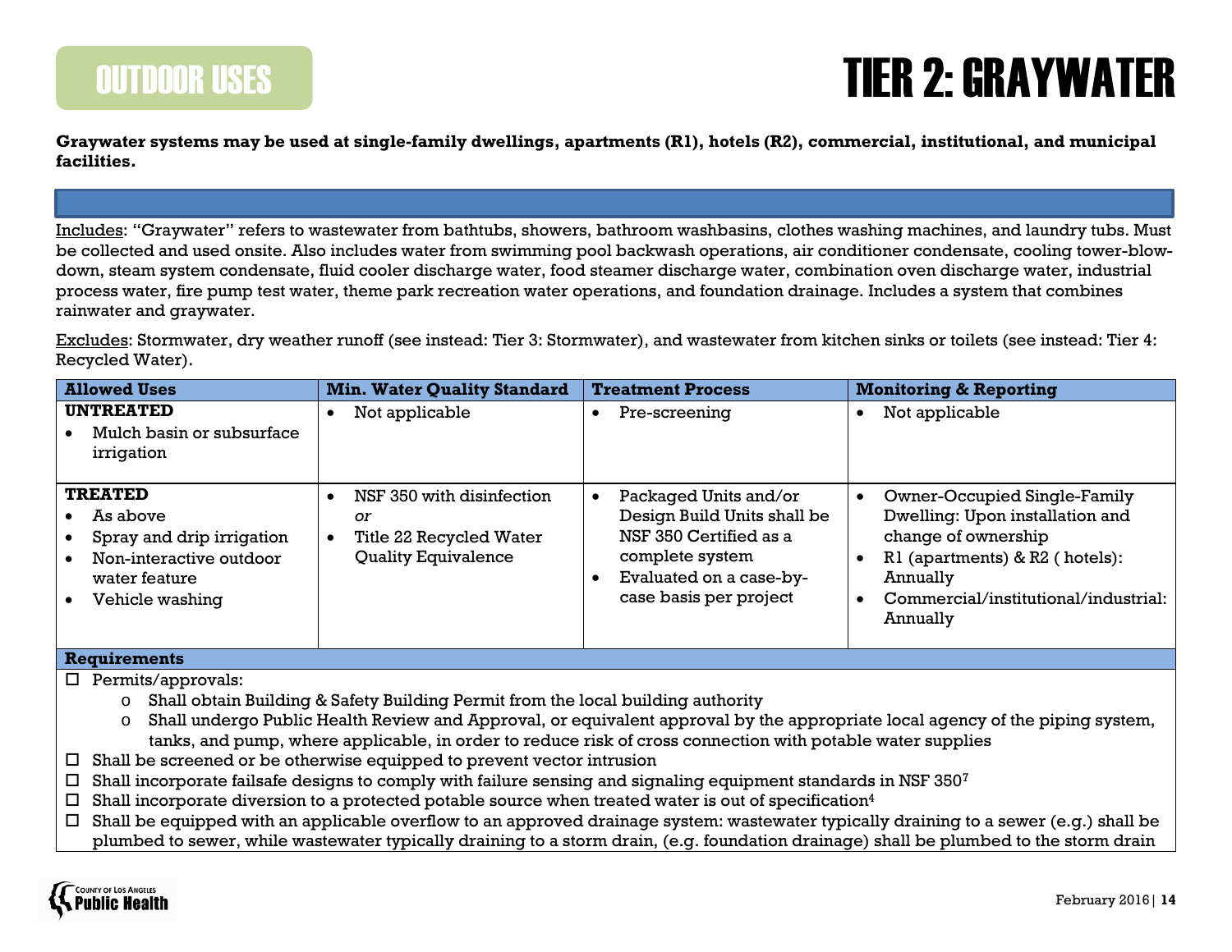# OUTDOOR USES

# TIER 2: GRAYWATER

**Graywater systems may be used at single-family dwellings, apartments (R1), hotels (R2), commercial, institutional, and municipal facilities.**

Includes: "Graywater" refers to wastewater from bathtubs, showers, bathroom washbasins, clothes washing machines, and laundry tubs. Must be collected and used onsite. Also includes water from swimming pool backwash operations, air conditioner condensate, cooling tower-blow-down, steam system condensate, fluid cooler discharge water, food steamer discharge water, combination oven discharge water, industrial process water, fire pump test water, theme park recreation water operations, and foundation drainage. Includes a system that combines rainwater and graywater.

Excludes: Stormwater, dry weather runoff (see instead: Tier 3: Stormwater), and wastewater from kitchen sinks or toilets (see instead: Tier 4: Recycled Water).

| Allowed Uses | Min. Water Quality Standard | Treatment Process | Monitoring & Reporting |
|---|---|---|---|
| **UNTREATED**<br>• Mulch basin or subsurface irrigation | • Not applicable | • Pre-screening | • Not applicable |
| **TREATED**<br>• As above<br>• Spray and drip irrigation<br>• Non-interactive outdoor water feature<br>• Vehicle washing | • NSF 350 with disinfection *or*<br>• Title 22 Recycled Water Quality Equivalence | • Packaged Units and/or Design Build Units shall be NSF 350 Certified as a complete system<br>• Evaluated on a case-by-case basis per project | • Owner-Occupied Single-Family Dwelling: Upon installation and change of ownership<br>• R1 (apartments) & R2 ( hotels): Annually<br>• Commercial/institutional/industrial: Annually |

**Requirements**

- ☐ Permits/approvals:
  - Shall obtain Building & Safety Building Permit from the local building authority
  - Shall undergo Public Health Review and Approval, or equivalent approval by the appropriate local agency of the piping system, tanks, and pump, where applicable, in order to reduce risk of cross connection with potable water supplies
- ☐ Shall be screened or be otherwise equipped to prevent vector intrusion
- ☐ Shall incorporate failsafe designs to comply with failure sensing and signaling equipment standards in NSF 350[7]
- ☐ Shall incorporate diversion to a protected potable source when treated water is out of specification[4]
- ☐ Shall be equipped with an applicable overflow to an approved drainage system: wastewater typically draining to a sewer (e.g.) shall be plumbed to sewer, while wastewater typically draining to a storm drain, (e.g. foundation drainage) shall be plumbed to the storm drain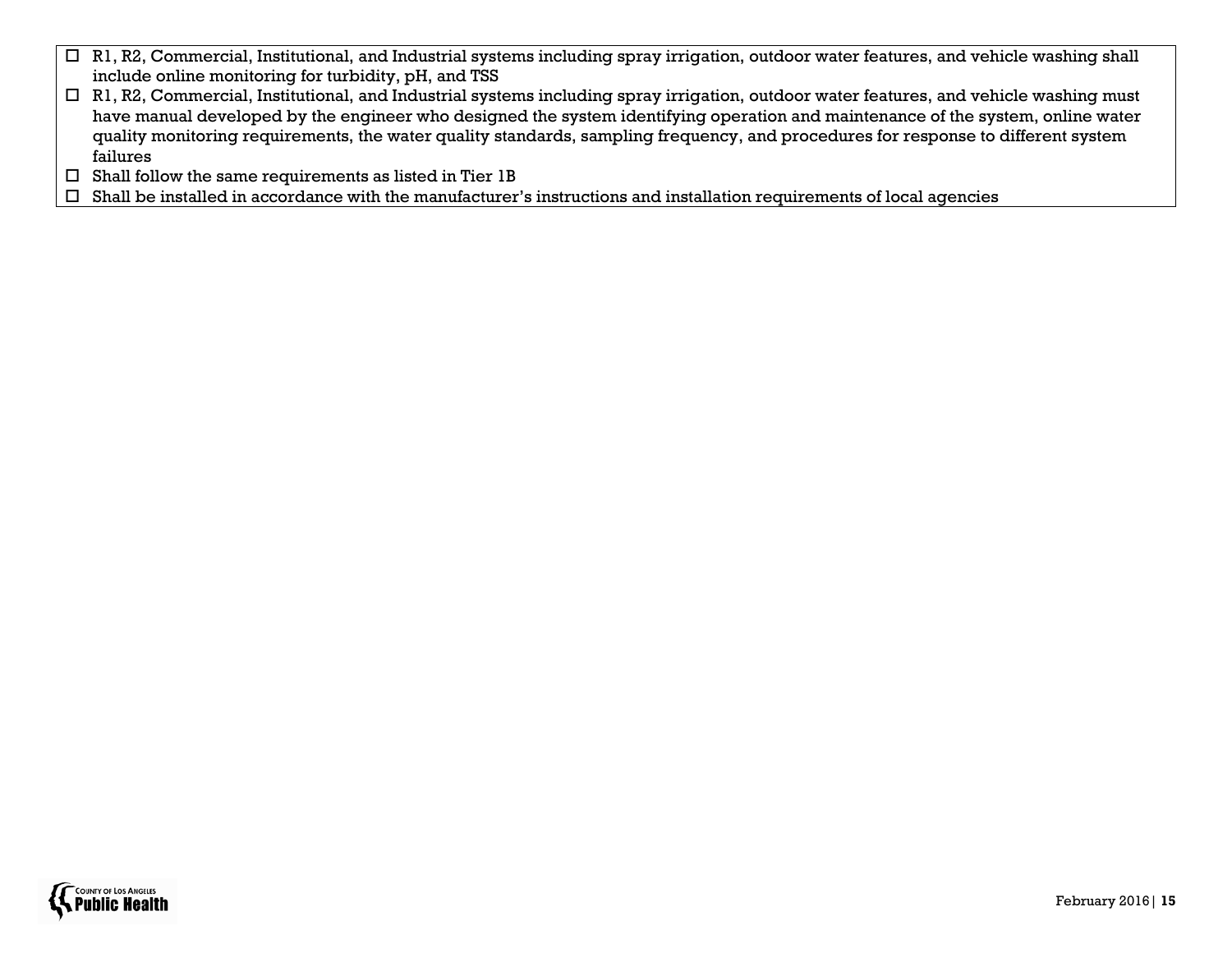- ☐ R1, R2, Commercial, Institutional, and Industrial systems including spray irrigation, outdoor water features, and vehicle washing shall include online monitoring for turbidity, pH, and TSS
- ☐ R1, R2, Commercial, Institutional, and Industrial systems including spray irrigation, outdoor water features, and vehicle washing must have manual developed by the engineer who designed the system identifying operation and maintenance of the system, online water quality monitoring requirements, the water quality standards, sampling frequency, and procedures for response to different system failures
- ☐ Shall follow the same requirements as listed in Tier 1B
- ☐ Shall be installed in accordance with the manufacturer's instructions and installation requirements of local agencies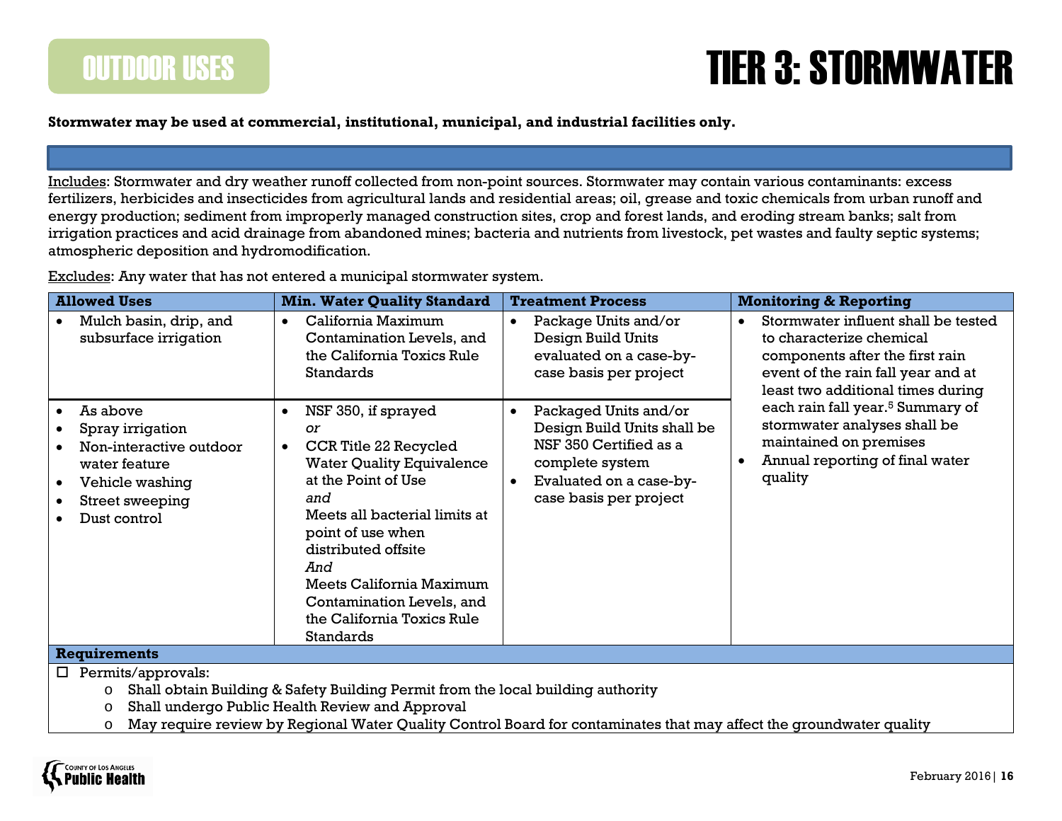# OUTDOOR USES

# TIER 3: STORMWATER

**Stormwater may be used at commercial, institutional, municipal, and industrial facilities only.**

Includes: Stormwater and dry weather runoff collected from non-point sources. Stormwater may contain various contaminants: excess fertilizers, herbicides and insecticides from agricultural lands and residential areas; oil, grease and toxic chemicals from urban runoff and energy production; sediment from improperly managed construction sites, crop and forest lands, and eroding stream banks; salt from irrigation practices and acid drainage from abandoned mines; bacteria and nutrients from livestock, pet wastes and faulty septic systems; atmospheric deposition and hydromodification.

Excludes: Any water that has not entered a municipal stormwater system.

| Allowed Uses | Min. Water Quality Standard | Treatment Process | Monitoring & Reporting |
|---|---|---|---|
| • Mulch basin, drip, and subsurface irrigation | • California Maximum Contamination Levels, and the California Toxics Rule Standards | • Package Units and/or Design Build Units evaluated on a case-by-case basis per project | • Stormwater influent shall be tested to characterize chemical components after the first rain event of the rain fall year and at least two additional times during each rain fall year.[5] Summary of stormwater analyses shall be maintained on premises<br>• Annual reporting of final water quality |
| • As above<br>• Spray irrigation<br>• Non-interactive outdoor water feature<br>• Vehicle washing<br>• Street sweeping<br>• Dust control | • NSF 350, if sprayed<br>*or*<br>• CCR Title 22 Recycled Water Quality Equivalence at the Point of Use<br>*and*<br>Meets all bacterial limits at point of use when distributed offsite<br>*And*<br>Meets California Maximum Contamination Levels, and the California Toxics Rule Standards | • Packaged Units and/or Design Build Units shall be NSF 350 Certified as a complete system<br>• Evaluated on a case-by-case basis per project | |

**Requirements**

- ☐ Permits/approvals:
  - Shall obtain Building & Safety Building Permit from the local building authority
  - Shall undergo Public Health Review and Approval
  - May require review by Regional Water Quality Control Board for contaminates that may affect the groundwater quality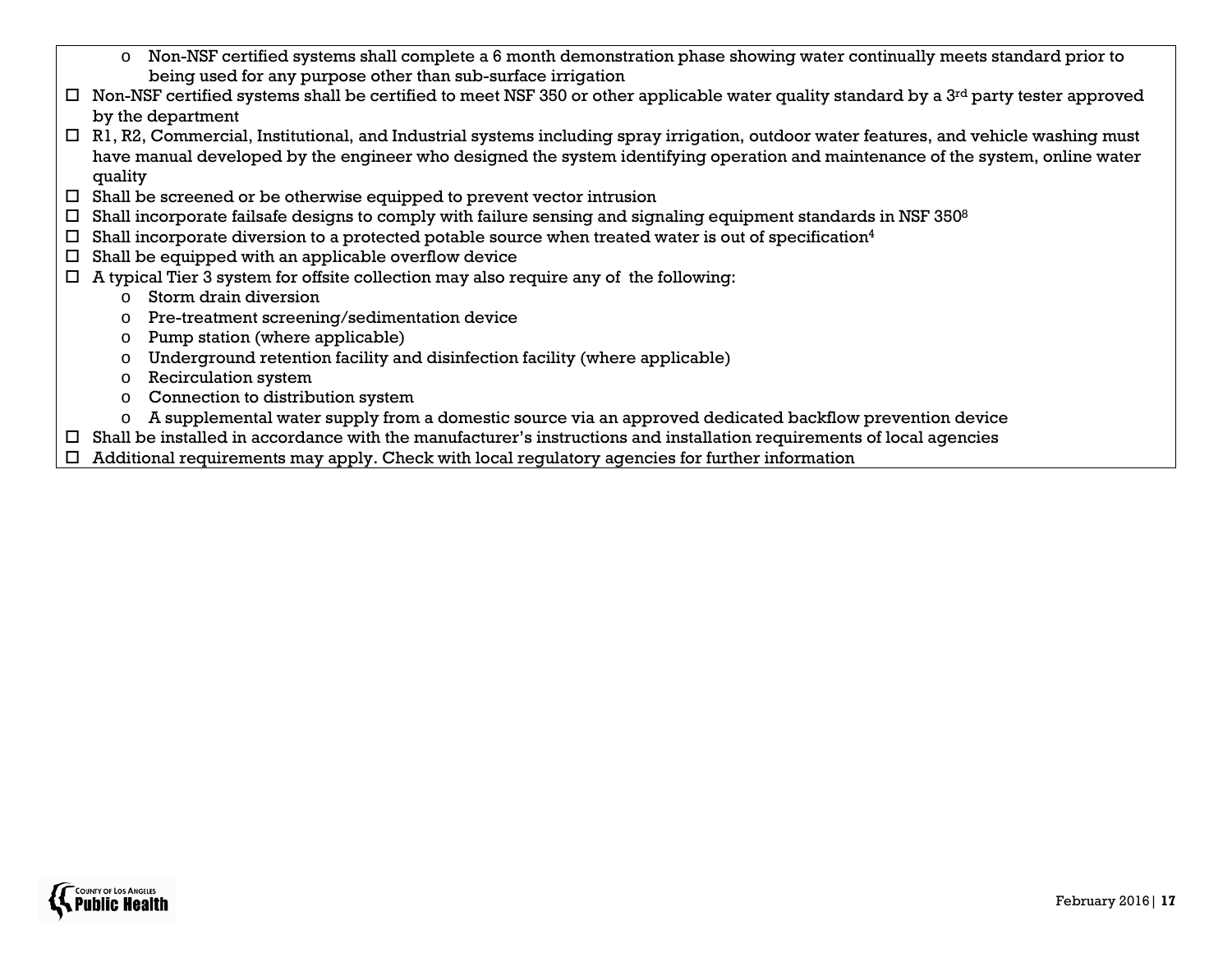- Non-NSF certified systems shall complete a 6 month demonstration phase showing water continually meets standard prior to being used for any purpose other than sub-surface irrigation

- ☐ Non-NSF certified systems shall be certified to meet NSF 350 or other applicable water quality standard by a 3rd party tester approved by the department
- ☐ R1, R2, Commercial, Institutional, and Industrial systems including spray irrigation, outdoor water features, and vehicle washing must have manual developed by the engineer who designed the system identifying operation and maintenance of the system, online water quality
- ☐ Shall be screened or be otherwise equipped to prevent vector intrusion
- ☐ Shall incorporate failsafe designs to comply with failure sensing and signaling equipment standards in NSF 350[8]
- ☐ Shall incorporate diversion to a protected potable source when treated water is out of specification[4]
- ☐ Shall be equipped with an applicable overflow device
- ☐ A typical Tier 3 system for offsite collection may also require any of the following:
  - Storm drain diversion
  - Pre-treatment screening/sedimentation device
  - Pump station (where applicable)
  - Underground retention facility and disinfection facility (where applicable)
  - Recirculation system
  - Connection to distribution system
  - A supplemental water supply from a domestic source via an approved dedicated backflow prevention device
- ☐ Shall be installed in accordance with the manufacturer's instructions and installation requirements of local agencies
- ☐ Additional requirements may apply. Check with local regulatory agencies for further information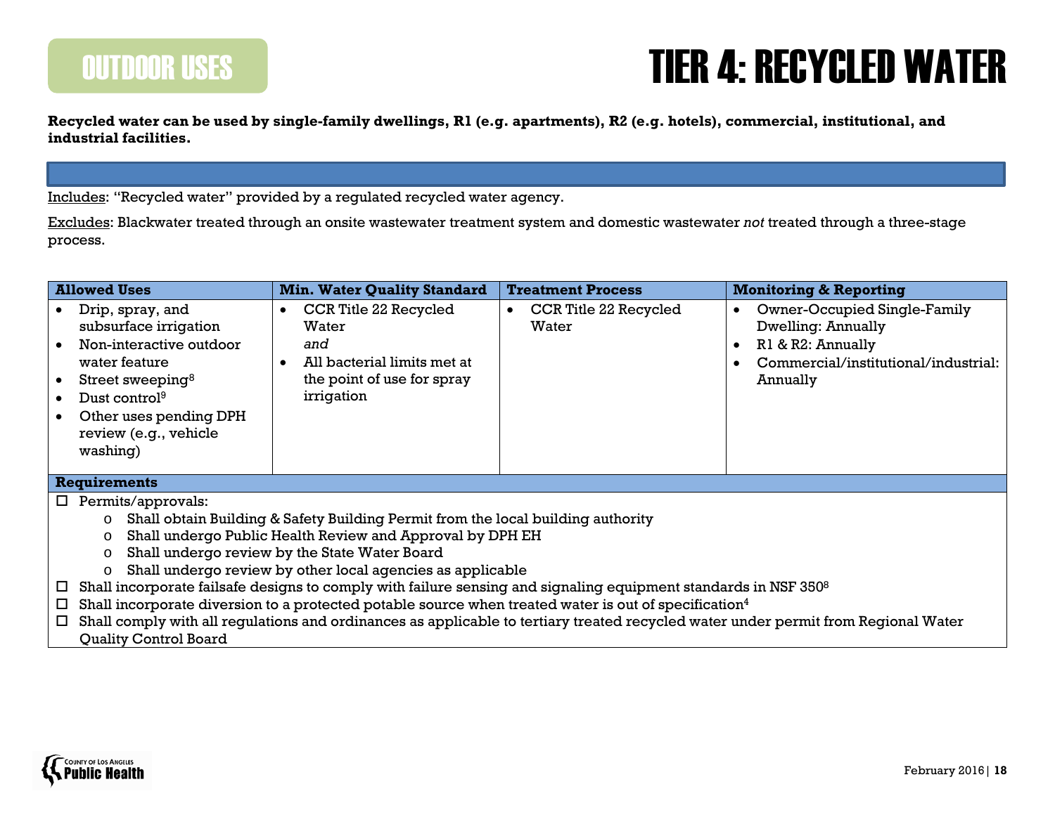OUTDOOR USES

# TIER 4: RECYCLED WATER

**Recycled water can be used by single-family dwellings, R1 (e.g. apartments), R2 (e.g. hotels), commercial, institutional, and industrial facilities.**

Includes: "Recycled water" provided by a regulated recycled water agency.

Excludes: Blackwater treated through an onsite wastewater treatment system and domestic wastewater *not* treated through a three-stage process.

| Allowed Uses | Min. Water Quality Standard | Treatment Process | Monitoring & Reporting |
|---|---|---|---|
| • Drip, spray, and subsurface irrigation<br>• Non-interactive outdoor water feature<br>• Street sweeping[8]<br>• Dust control[9]<br>• Other uses pending DPH review (e.g., vehicle washing) | • CCR Title 22 Recycled Water<br>*and*<br>• All bacterial limits met at the point of use for spray irrigation | • CCR Title 22 Recycled Water | • Owner-Occupied Single-Family Dwelling: Annually<br>• R1 & R2: Annually<br>• Commercial/institutional/industrial: Annually |

**Requirements**

- ☐ Permits/approvals:
  - Shall obtain Building & Safety Building Permit from the local building authority
  - Shall undergo Public Health Review and Approval by DPH EH
  - Shall undergo review by the State Water Board
  - Shall undergo review by other local agencies as applicable
- ☐ Shall incorporate failsafe designs to comply with failure sensing and signaling equipment standards in NSF 350[8]
- ☐ Shall incorporate diversion to a protected potable source when treated water is out of specification[4]
- ☐ Shall comply with all regulations and ordinances as applicable to tertiary treated recycled water under permit from Regional Water Quality Control Board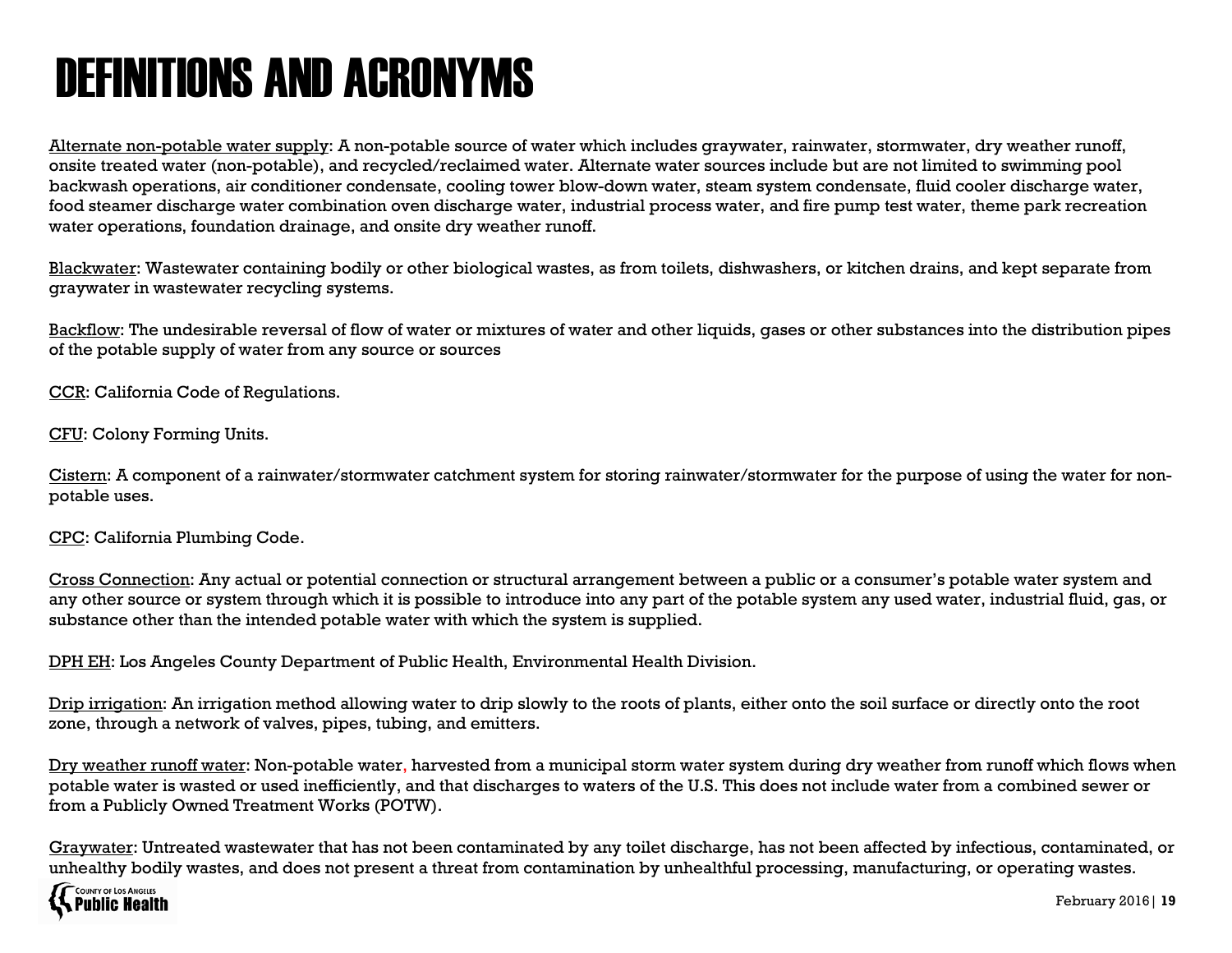# DEFINITIONS AND ACRONYMS

<u>Alternate non-potable water supply</u>: A non-potable source of water which includes graywater, rainwater, stormwater, dry weather runoff, onsite treated water (non-potable), and recycled/reclaimed water. Alternate water sources include but are not limited to swimming pool backwash operations, air conditioner condensate, cooling tower blow-down water, steam system condensate, fluid cooler discharge water, food steamer discharge water combination oven discharge water, industrial process water, and fire pump test water, theme park recreation water operations, foundation drainage, and onsite dry weather runoff.

<u>Blackwater</u>: Wastewater containing bodily or other biological wastes, as from toilets, dishwashers, or kitchen drains, and kept separate from graywater in wastewater recycling systems.

<u>Backflow</u>: The undesirable reversal of flow of water or mixtures of water and other liquids, gases or other substances into the distribution pipes of the potable supply of water from any source or sources

<u>CCR</u>: California Code of Regulations.

<u>CFU</u>: Colony Forming Units.

<u>Cistern</u>: A component of a rainwater/stormwater catchment system for storing rainwater/stormwater for the purpose of using the water for non-potable uses.

<u>CPC</u>: California Plumbing Code.

<u>Cross Connection</u>: Any actual or potential connection or structural arrangement between a public or a consumer's potable water system and any other source or system through which it is possible to introduce into any part of the potable system any used water, industrial fluid, gas, or substance other than the intended potable water with which the system is supplied.

<u>DPH EH</u>: Los Angeles County Department of Public Health, Environmental Health Division.

<u>Drip irrigation</u>: An irrigation method allowing water to drip slowly to the roots of plants, either onto the soil surface or directly onto the root zone, through a network of valves, pipes, tubing, and emitters.

<u>Dry weather runoff water</u>: Non-potable water, harvested from a municipal storm water system during dry weather from runoff which flows when potable water is wasted or used inefficiently, and that discharges to waters of the U.S. This does not include water from a combined sewer or from a Publicly Owned Treatment Works (POTW).

<u>Graywater</u>: Untreated wastewater that has not been contaminated by any toilet discharge, has not been affected by infectious, contaminated, or unhealthy bodily wastes, and does not present a threat from contamination by unhealthful processing, manufacturing, or operating wastes.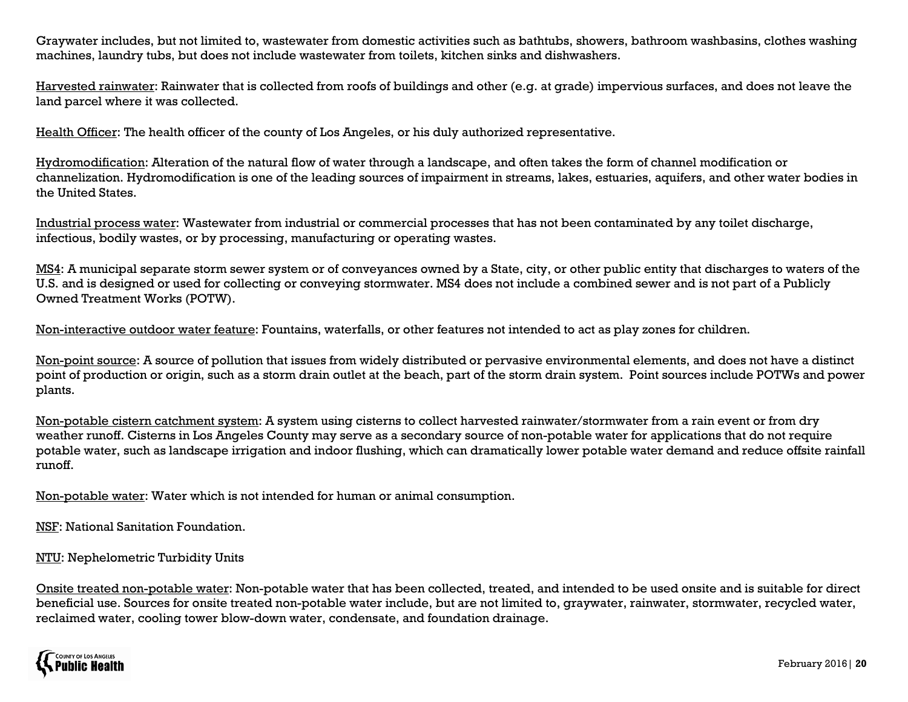Graywater includes, but not limited to, wastewater from domestic activities such as bathtubs, showers, bathroom washbasins, clothes washing machines, laundry tubs, but does not include wastewater from toilets, kitchen sinks and dishwashers.

Harvested rainwater: Rainwater that is collected from roofs of buildings and other (e.g. at grade) impervious surfaces, and does not leave the land parcel where it was collected.

Health Officer: The health officer of the county of Los Angeles, or his duly authorized representative.

Hydromodification: Alteration of the natural flow of water through a landscape, and often takes the form of channel modification or channelization. Hydromodification is one of the leading sources of impairment in streams, lakes, estuaries, aquifers, and other water bodies in the United States.

Industrial process water: Wastewater from industrial or commercial processes that has not been contaminated by any toilet discharge, infectious, bodily wastes, or by processing, manufacturing or operating wastes.

MS4: A municipal separate storm sewer system or of conveyances owned by a State, city, or other public entity that discharges to waters of the U.S. and is designed or used for collecting or conveying stormwater. MS4 does not include a combined sewer and is not part of a Publicly Owned Treatment Works (POTW).

Non-interactive outdoor water feature: Fountains, waterfalls, or other features not intended to act as play zones for children.

Non-point source: A source of pollution that issues from widely distributed or pervasive environmental elements, and does not have a distinct point of production or origin, such as a storm drain outlet at the beach, part of the storm drain system. Point sources include POTWs and power plants.

Non-potable cistern catchment system: A system using cisterns to collect harvested rainwater/stormwater from a rain event or from dry weather runoff. Cisterns in Los Angeles County may serve as a secondary source of non-potable water for applications that do not require potable water, such as landscape irrigation and indoor flushing, which can dramatically lower potable water demand and reduce offsite rainfall runoff.

Non-potable water: Water which is not intended for human or animal consumption.

NSF: National Sanitation Foundation.

NTU: Nephelometric Turbidity Units

Onsite treated non-potable water: Non-potable water that has been collected, treated, and intended to be used onsite and is suitable for direct beneficial use. Sources for onsite treated non-potable water include, but are not limited to, graywater, rainwater, stormwater, recycled water, reclaimed water, cooling tower blow-down water, condensate, and foundation drainage.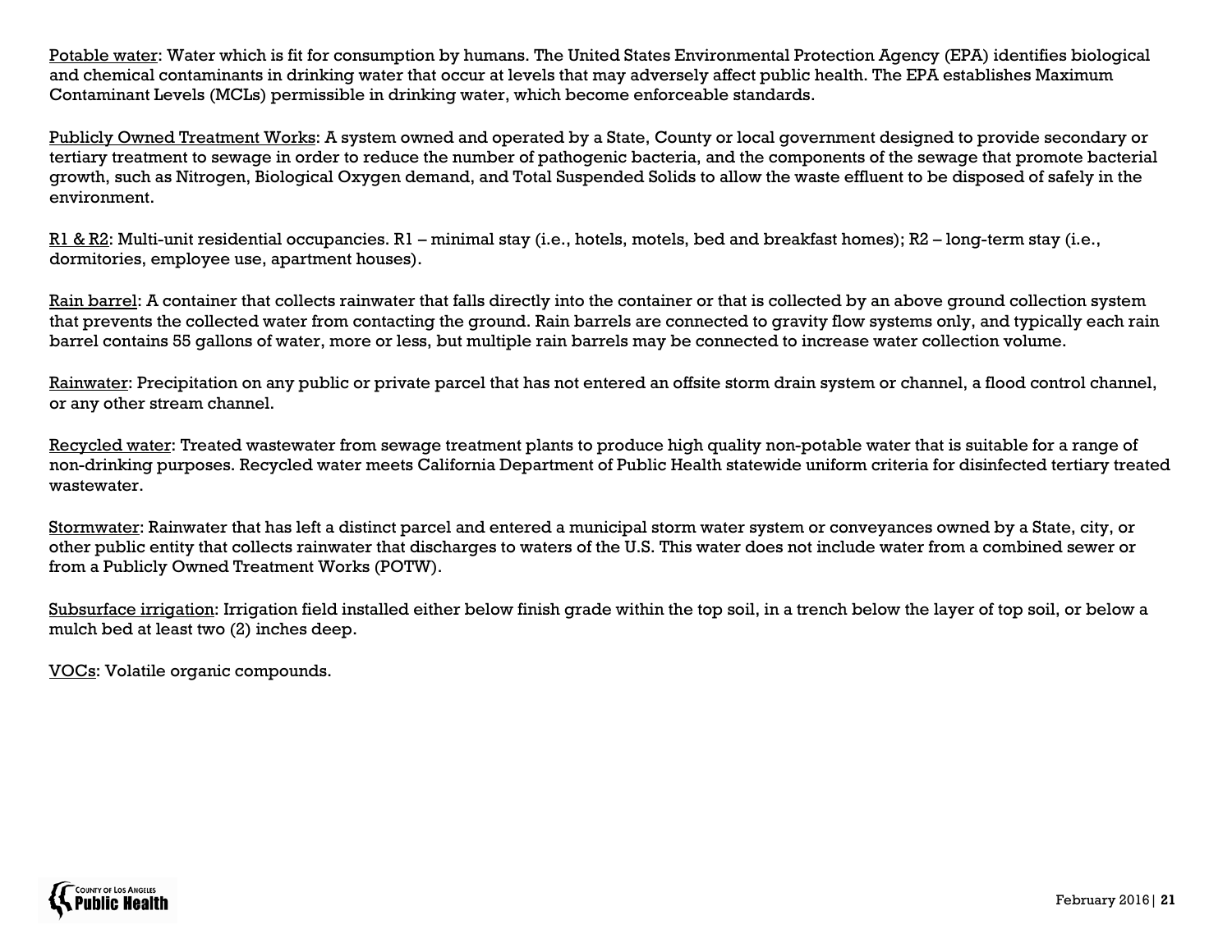Potable water: Water which is fit for consumption by humans. The United States Environmental Protection Agency (EPA) identifies biological and chemical contaminants in drinking water that occur at levels that may adversely affect public health. The EPA establishes Maximum Contaminant Levels (MCLs) permissible in drinking water, which become enforceable standards.

Publicly Owned Treatment Works: A system owned and operated by a State, County or local government designed to provide secondary or tertiary treatment to sewage in order to reduce the number of pathogenic bacteria, and the components of the sewage that promote bacterial growth, such as Nitrogen, Biological Oxygen demand, and Total Suspended Solids to allow the waste effluent to be disposed of safely in the environment.

R1 & R2: Multi-unit residential occupancies. R1 – minimal stay (i.e., hotels, motels, bed and breakfast homes); R2 – long-term stay (i.e., dormitories, employee use, apartment houses).

Rain barrel: A container that collects rainwater that falls directly into the container or that is collected by an above ground collection system that prevents the collected water from contacting the ground. Rain barrels are connected to gravity flow systems only, and typically each rain barrel contains 55 gallons of water, more or less, but multiple rain barrels may be connected to increase water collection volume.

Rainwater: Precipitation on any public or private parcel that has not entered an offsite storm drain system or channel, a flood control channel, or any other stream channel.

Recycled water: Treated wastewater from sewage treatment plants to produce high quality non-potable water that is suitable for a range of non-drinking purposes. Recycled water meets California Department of Public Health statewide uniform criteria for disinfected tertiary treated wastewater.

Stormwater: Rainwater that has left a distinct parcel and entered a municipal storm water system or conveyances owned by a State, city, or other public entity that collects rainwater that discharges to waters of the U.S. This water does not include water from a combined sewer or from a Publicly Owned Treatment Works (POTW).

Subsurface irrigation: Irrigation field installed either below finish grade within the top soil, in a trench below the layer of top soil, or below a mulch bed at least two (2) inches deep.

VOCs: Volatile organic compounds.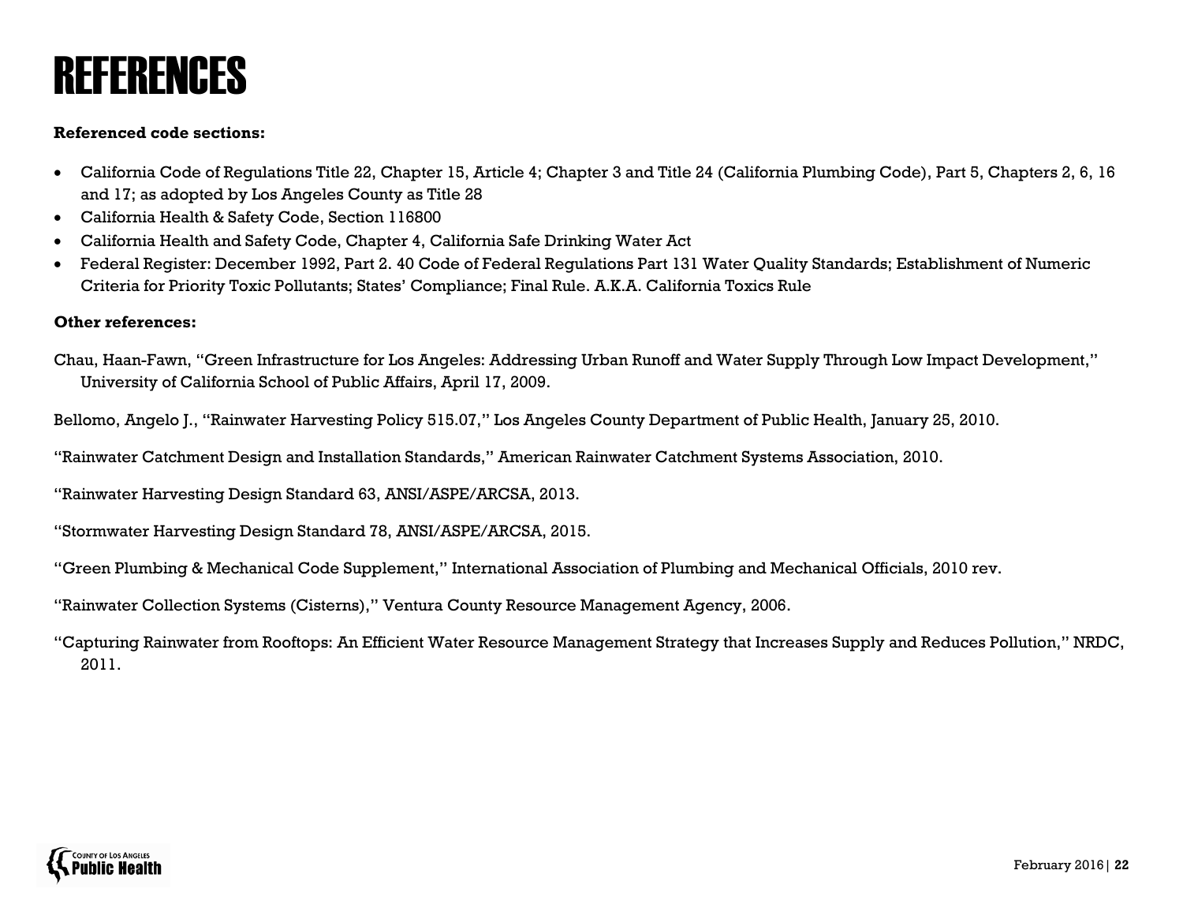# REFERENCES

**Referenced code sections:**

- California Code of Regulations Title 22, Chapter 15, Article 4; Chapter 3 and Title 24 (California Plumbing Code), Part 5, Chapters 2, 6, 16 and 17; as adopted by Los Angeles County as Title 28
- California Health & Safety Code, Section 116800
- California Health and Safety Code, Chapter 4, California Safe Drinking Water Act
- Federal Register: December 1992, Part 2. 40 Code of Federal Regulations Part 131 Water Quality Standards; Establishment of Numeric Criteria for Priority Toxic Pollutants; States' Compliance; Final Rule. A.K.A. California Toxics Rule

**Other references:**

Chau, Haan-Fawn, "Green Infrastructure for Los Angeles: Addressing Urban Runoff and Water Supply Through Low Impact Development," University of California School of Public Affairs, April 17, 2009.

Bellomo, Angelo J., "Rainwater Harvesting Policy 515.07," Los Angeles County Department of Public Health, January 25, 2010.

"Rainwater Catchment Design and Installation Standards," American Rainwater Catchment Systems Association, 2010.

"Rainwater Harvesting Design Standard 63, ANSI/ASPE/ARCSA, 2013.

"Stormwater Harvesting Design Standard 78, ANSI/ASPE/ARCSA, 2015.

"Green Plumbing & Mechanical Code Supplement," International Association of Plumbing and Mechanical Officials, 2010 rev.

"Rainwater Collection Systems (Cisterns)," Ventura County Resource Management Agency, 2006.

"Capturing Rainwater from Rooftops: An Efficient Water Resource Management Strategy that Increases Supply and Reduces Pollution," NRDC, 2011.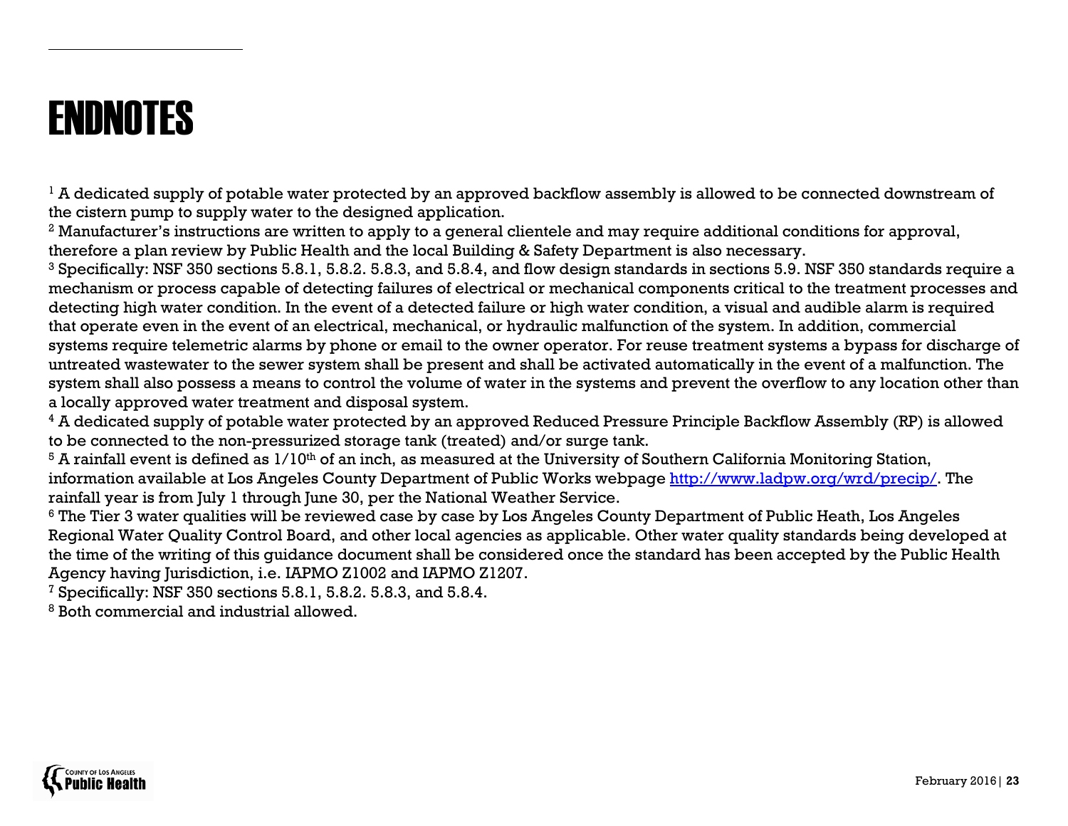# ENDNOTES

[1] A dedicated supply of potable water protected by an approved backflow assembly is allowed to be connected downstream of the cistern pump to supply water to the designed application.

[2] Manufacturer's instructions are written to apply to a general clientele and may require additional conditions for approval, therefore a plan review by Public Health and the local Building & Safety Department is also necessary.

[3] Specifically: NSF 350 sections 5.8.1, 5.8.2. 5.8.3, and 5.8.4, and flow design standards in sections 5.9. NSF 350 standards require a mechanism or process capable of detecting failures of electrical or mechanical components critical to the treatment processes and detecting high water condition. In the event of a detected failure or high water condition, a visual and audible alarm is required that operate even in the event of an electrical, mechanical, or hydraulic malfunction of the system. In addition, commercial systems require telemetric alarms by phone or email to the owner operator. For reuse treatment systems a bypass for discharge of untreated wastewater to the sewer system shall be present and shall be activated automatically in the event of a malfunction. The system shall also possess a means to control the volume of water in the systems and prevent the overflow to any location other than a locally approved water treatment and disposal system.

[4] A dedicated supply of potable water protected by an approved Reduced Pressure Principle Backflow Assembly (RP) is allowed to be connected to the non-pressurized storage tank (treated) and/or surge tank.

[5] A rainfall event is defined as 1/10th of an inch, as measured at the University of Southern California Monitoring Station, information available at Los Angeles County Department of Public Works webpage http://www.ladpw.org/wrd/precip/. The rainfall year is from July 1 through June 30, per the National Weather Service.

[6] The Tier 3 water qualities will be reviewed case by case by Los Angeles County Department of Public Heath, Los Angeles Regional Water Quality Control Board, and other local agencies as applicable. Other water quality standards being developed at the time of the writing of this guidance document shall be considered once the standard has been accepted by the Public Health Agency having Jurisdiction, i.e. IAPMO Z1002 and IAPMO Z1207.

[7] Specifically: NSF 350 sections 5.8.1, 5.8.2. 5.8.3, and 5.8.4.

[8] Both commercial and industrial allowed.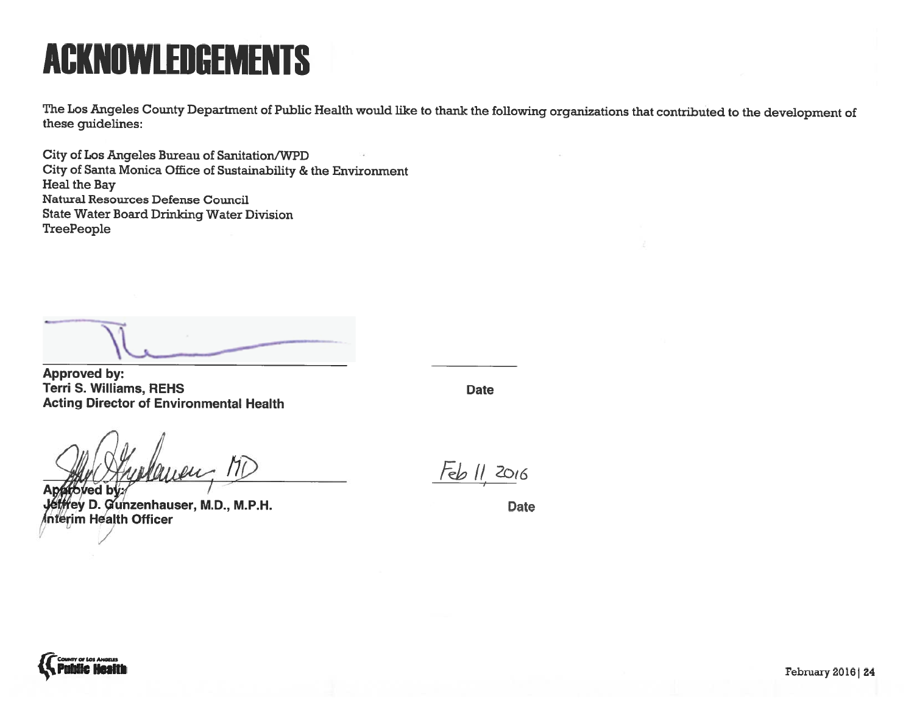# ACKNOWLEDGEMENTS

The Los Angeles County Department of Public Health would like to thank the following organizations that contributed to the development of these guidelines:

City of Los Angeles Bureau of Sanitation/WPD
City of Santa Monica Office of Sustainability & the Environment
Heal the Bay
Natural Resources Defense Council
State Water Board Drinking Water Division
TreePeople

**Approved by:**
**Terri S. Williams, REHS**
**Acting Director of Environmental Health**

**Date**

**Approved by:**
**Jeffrey D. Gunzenhauser, M.D., M.P.H.**
**Interim Health Officer**

Feb 11, 2016
**Date**